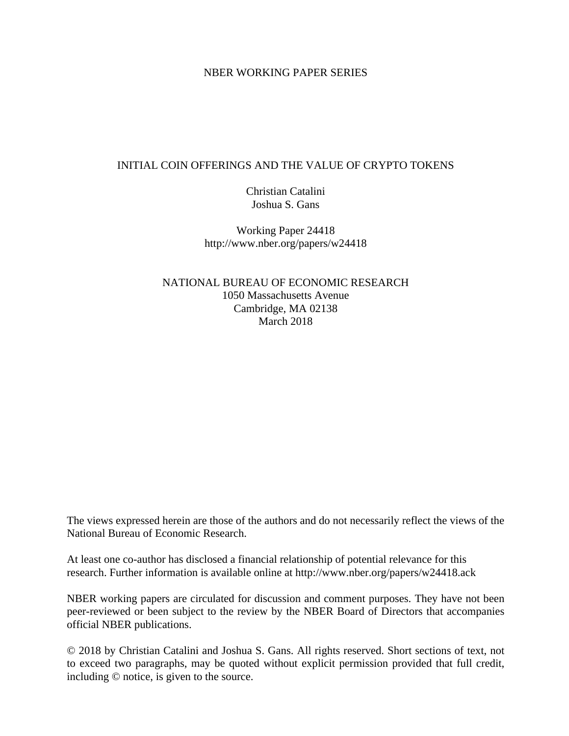NBER WORKING PAPER SERIES

# INITIAL COIN OFFERINGS AND THE VALUE OF CRYPTO TOKENS

Christian Catalini
Joshua S. Gans

Working Paper 24418
http://www.nber.org/papers/w24418

NATIONAL BUREAU OF ECONOMIC RESEARCH
1050 Massachusetts Avenue
Cambridge, MA 02138
March 2018

The views expressed herein are those of the authors and do not necessarily reflect the views of the National Bureau of Economic Research.

At least one co-author has disclosed a financial relationship of potential relevance for this research. Further information is available online at http://www.nber.org/papers/w24418.ack

NBER working papers are circulated for discussion and comment purposes. They have not been peer-reviewed or been subject to the review by the NBER Board of Directors that accompanies official NBER publications.

© 2018 by Christian Catalini and Joshua S. Gans. All rights reserved. Short sections of text, not to exceed two paragraphs, may be quoted without explicit permission provided that full credit, including © notice, is given to the source.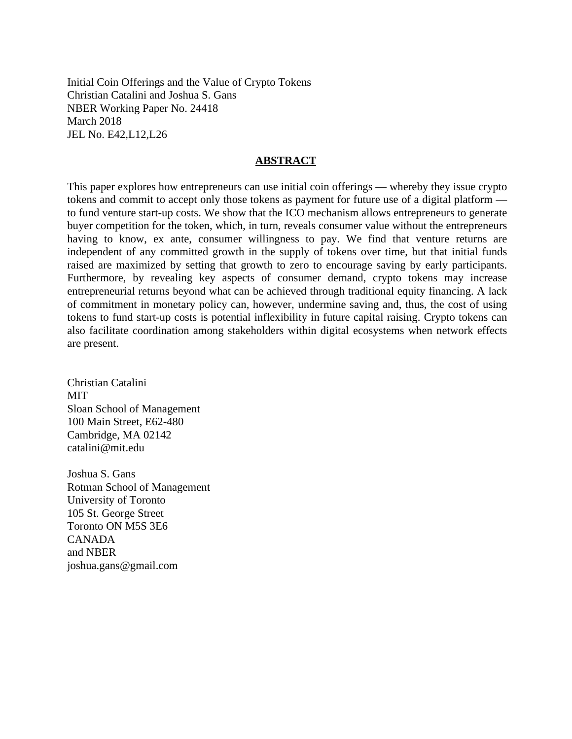Initial Coin Offerings and the Value of Crypto Tokens
Christian Catalini and Joshua S. Gans
NBER Working Paper No. 24418
March 2018
JEL No. E42,L12,L26

## ABSTRACT

This paper explores how entrepreneurs can use initial coin offerings — whereby they issue crypto tokens and commit to accept only those tokens as payment for future use of a digital platform — to fund venture start-up costs. We show that the ICO mechanism allows entrepreneurs to generate buyer competition for the token, which, in turn, reveals consumer value without the entrepreneurs having to know, ex ante, consumer willingness to pay. We find that venture returns are independent of any committed growth in the supply of tokens over time, but that initial funds raised are maximized by setting that growth to zero to encourage saving by early participants. Furthermore, by revealing key aspects of consumer demand, crypto tokens may increase entrepreneurial returns beyond what can be achieved through traditional equity financing. A lack of commitment in monetary policy can, however, undermine saving and, thus, the cost of using tokens to fund start-up costs is potential inflexibility in future capital raising. Crypto tokens can also facilitate coordination among stakeholders within digital ecosystems when network effects are present.

Christian Catalini
MIT
Sloan School of Management
100 Main Street, E62-480
Cambridge, MA 02142
catalini@mit.edu

Joshua S. Gans
Rotman School of Management
University of Toronto
105 St. George Street
Toronto ON M5S 3E6
CANADA
and NBER
joshua.gans@gmail.com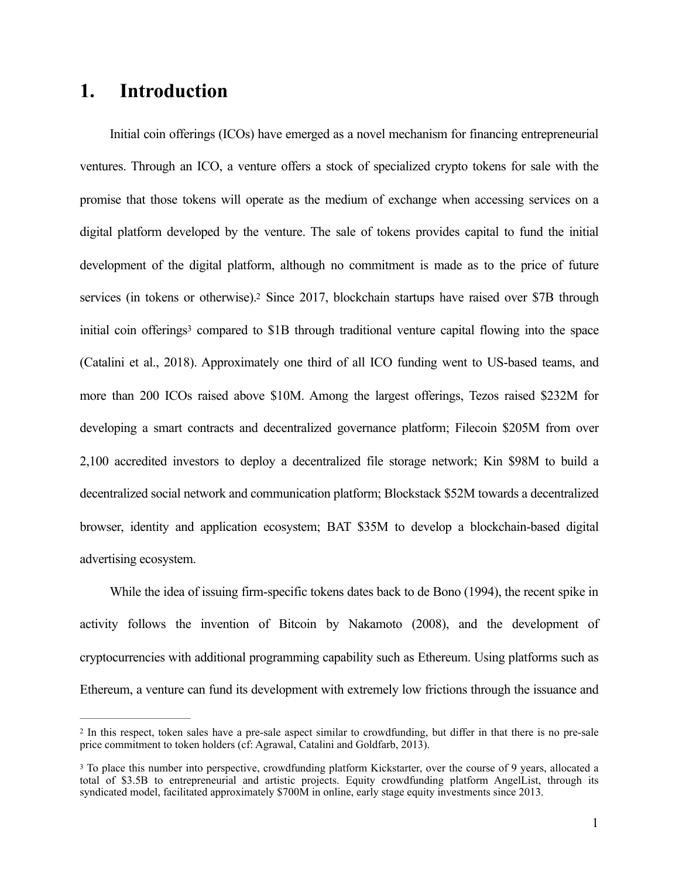# 1. Introduction

Initial coin offerings (ICOs) have emerged as a novel mechanism for financing entrepreneurial ventures. Through an ICO, a venture offers a stock of specialized crypto tokens for sale with the promise that those tokens will operate as the medium of exchange when accessing services on a digital platform developed by the venture. The sale of tokens provides capital to fund the initial development of the digital platform, although no commitment is made as to the price of future services (in tokens or otherwise).[2] Since 2017, blockchain startups have raised over $7B through initial coin offerings[3] compared to $1B through traditional venture capital flowing into the space (Catalini et al., 2018). Approximately one third of all ICO funding went to US-based teams, and more than 200 ICOs raised above $10M. Among the largest offerings, Tezos raised $232M for developing a smart contracts and decentralized governance platform; Filecoin $205M from over 2,100 accredited investors to deploy a decentralized file storage network; Kin $98M to build a decentralized social network and communication platform; Blockstack $52M towards a decentralized browser, identity and application ecosystem; BAT $35M to develop a blockchain-based digital advertising ecosystem.

While the idea of issuing firm-specific tokens dates back to de Bono (1994), the recent spike in activity follows the invention of Bitcoin by Nakamoto (2008), and the development of cryptocurrencies with additional programming capability such as Ethereum. Using platforms such as Ethereum, a venture can fund its development with extremely low frictions through the issuance and

---

[2] In this respect, token sales have a pre-sale aspect similar to crowdfunding, but differ in that there is no pre-sale price commitment to token holders (cf: Agrawal, Catalini and Goldfarb, 2013).

[3] To place this number into perspective, crowdfunding platform Kickstarter, over the course of 9 years, allocated a total of $3.5B to entrepreneurial and artistic projects. Equity crowdfunding platform AngelList, through its syndicated model, facilitated approximately $700M in online, early stage equity investments since 2013.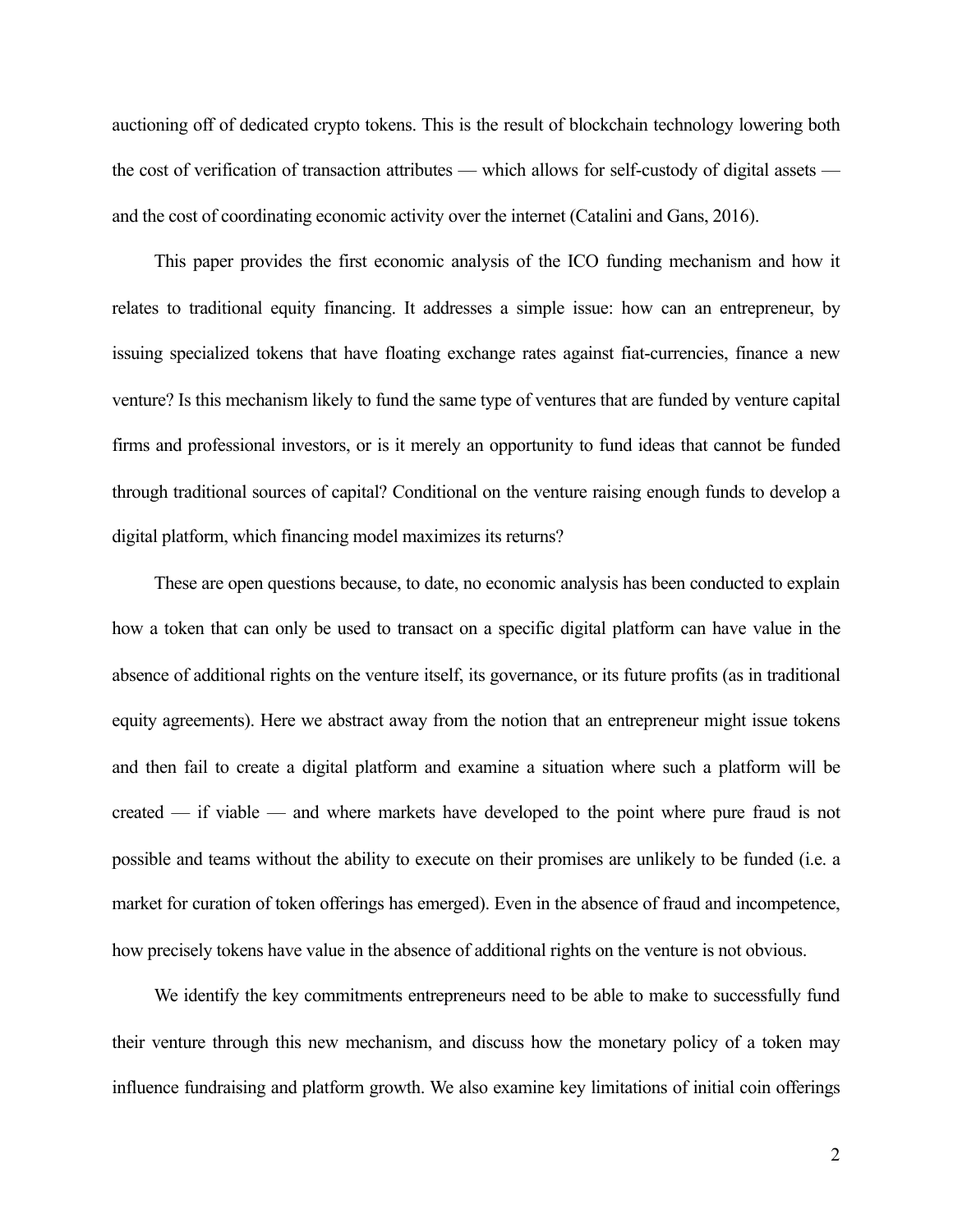auctioning off of dedicated crypto tokens. This is the result of blockchain technology lowering both the cost of verification of transaction attributes — which allows for self-custody of digital assets — and the cost of coordinating economic activity over the internet (Catalini and Gans, 2016).

This paper provides the first economic analysis of the ICO funding mechanism and how it relates to traditional equity financing. It addresses a simple issue: how can an entrepreneur, by issuing specialized tokens that have floating exchange rates against fiat-currencies, finance a new venture? Is this mechanism likely to fund the same type of ventures that are funded by venture capital firms and professional investors, or is it merely an opportunity to fund ideas that cannot be funded through traditional sources of capital? Conditional on the venture raising enough funds to develop a digital platform, which financing model maximizes its returns?

These are open questions because, to date, no economic analysis has been conducted to explain how a token that can only be used to transact on a specific digital platform can have value in the absence of additional rights on the venture itself, its governance, or its future profits (as in traditional equity agreements). Here we abstract away from the notion that an entrepreneur might issue tokens and then fail to create a digital platform and examine a situation where such a platform will be created — if viable — and where markets have developed to the point where pure fraud is not possible and teams without the ability to execute on their promises are unlikely to be funded (i.e. a market for curation of token offerings has emerged). Even in the absence of fraud and incompetence, how precisely tokens have value in the absence of additional rights on the venture is not obvious.

We identify the key commitments entrepreneurs need to be able to make to successfully fund their venture through this new mechanism, and discuss how the monetary policy of a token may influence fundraising and platform growth. We also examine key limitations of initial coin offerings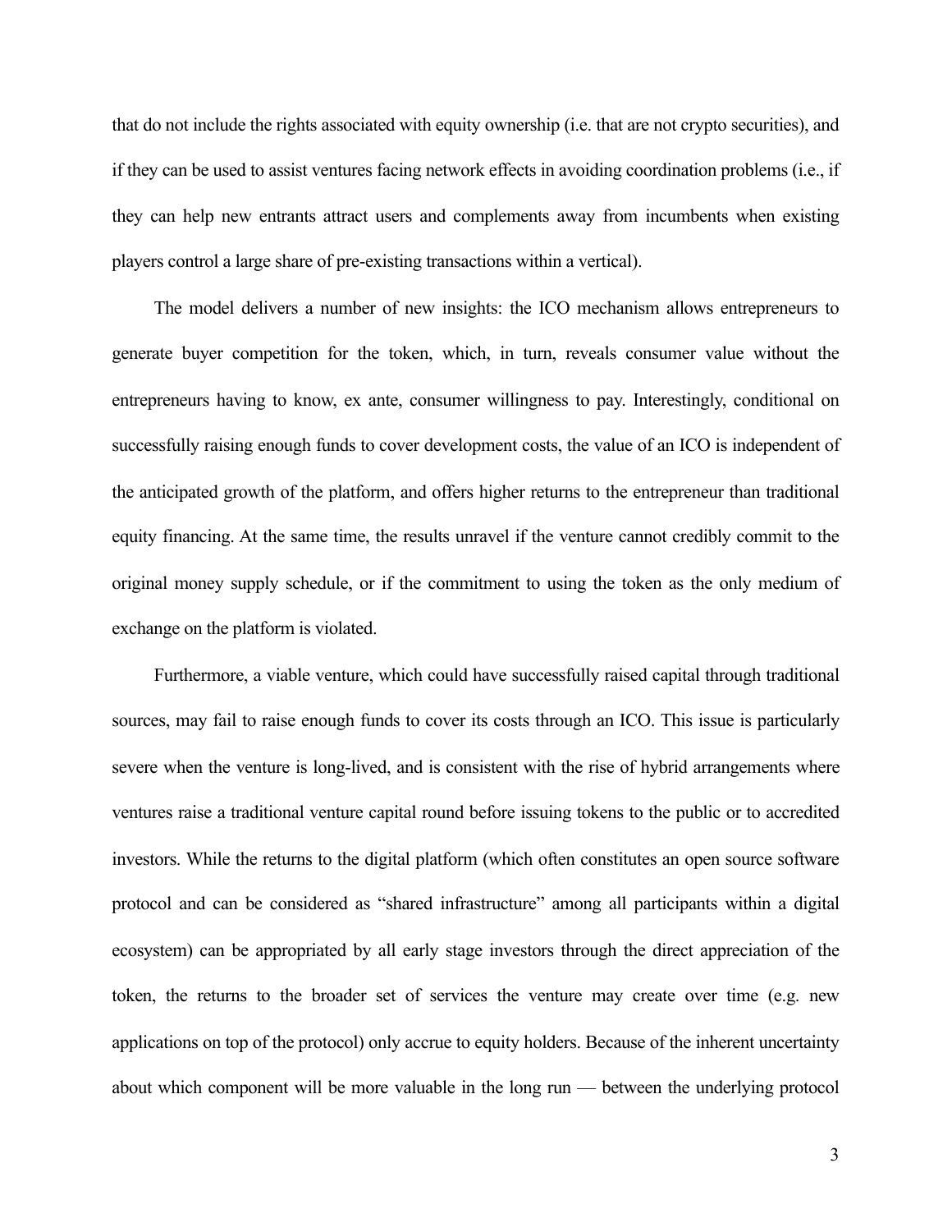that do not include the rights associated with equity ownership (i.e. that are not crypto securities), and if they can be used to assist ventures facing network effects in avoiding coordination problems (i.e., if they can help new entrants attract users and complements away from incumbents when existing players control a large share of pre-existing transactions within a vertical).

The model delivers a number of new insights: the ICO mechanism allows entrepreneurs to generate buyer competition for the token, which, in turn, reveals consumer value without the entrepreneurs having to know, ex ante, consumer willingness to pay. Interestingly, conditional on successfully raising enough funds to cover development costs, the value of an ICO is independent of the anticipated growth of the platform, and offers higher returns to the entrepreneur than traditional equity financing. At the same time, the results unravel if the venture cannot credibly commit to the original money supply schedule, or if the commitment to using the token as the only medium of exchange on the platform is violated.

Furthermore, a viable venture, which could have successfully raised capital through traditional sources, may fail to raise enough funds to cover its costs through an ICO. This issue is particularly severe when the venture is long-lived, and is consistent with the rise of hybrid arrangements where ventures raise a traditional venture capital round before issuing tokens to the public or to accredited investors. While the returns to the digital platform (which often constitutes an open source software protocol and can be considered as "shared infrastructure" among all participants within a digital ecosystem) can be appropriated by all early stage investors through the direct appreciation of the token, the returns to the broader set of services the venture may create over time (e.g. new applications on top of the protocol) only accrue to equity holders. Because of the inherent uncertainty about which component will be more valuable in the long run — between the underlying protocol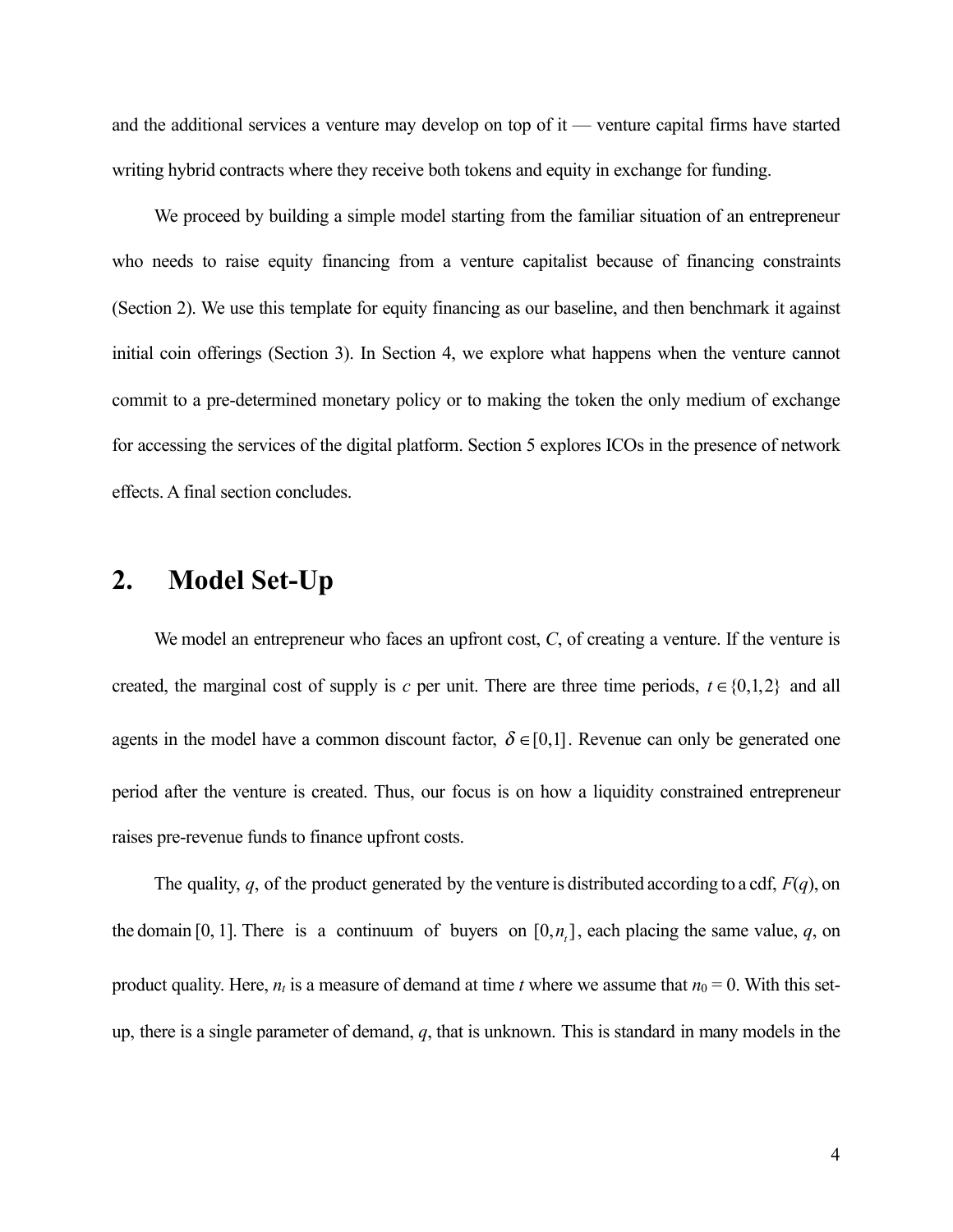and the additional services a venture may develop on top of it — venture capital firms have started writing hybrid contracts where they receive both tokens and equity in exchange for funding.

We proceed by building a simple model starting from the familiar situation of an entrepreneur who needs to raise equity financing from a venture capitalist because of financing constraints (Section 2). We use this template for equity financing as our baseline, and then benchmark it against initial coin offerings (Section 3). In Section 4, we explore what happens when the venture cannot commit to a pre-determined monetary policy or to making the token the only medium of exchange for accessing the services of the digital platform. Section 5 explores ICOs in the presence of network effects. A final section concludes.

## 2. Model Set-Up

We model an entrepreneur who faces an upfront cost, $C$, of creating a venture. If the venture is created, the marginal cost of supply is $c$ per unit. There are three time periods, $t \in \{0,1,2\}$ and all agents in the model have a common discount factor, $\delta \in [0,1]$. Revenue can only be generated one period after the venture is created. Thus, our focus is on how a liquidity constrained entrepreneur raises pre-revenue funds to finance upfront costs.

The quality, $q$, of the product generated by the venture is distributed according to a cdf, $F(q)$, on the domain $[0, 1]$. There is a continuum of buyers on $[0, n_t]$, each placing the same value, $q$, on product quality. Here, $n_t$ is a measure of demand at time $t$ where we assume that $n_0 = 0$. With this set-up, there is a single parameter of demand, $q$, that is unknown. This is standard in many models in the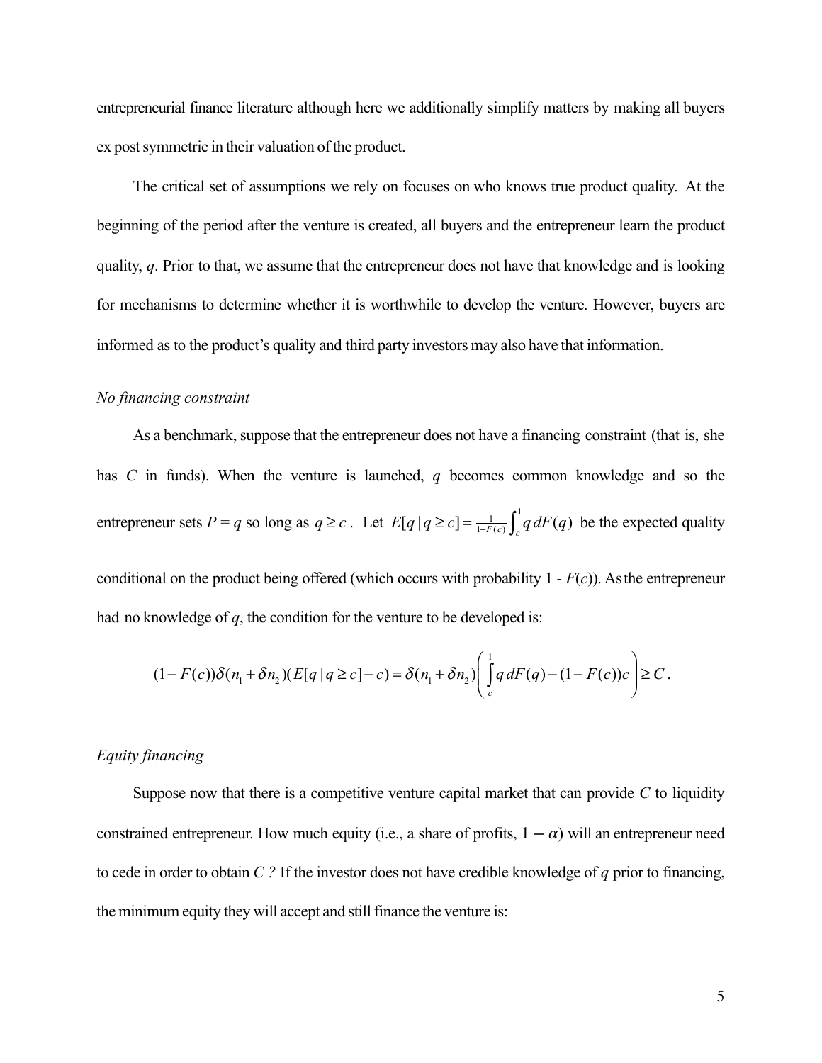entrepreneurial finance literature although here we additionally simplify matters by making all buyers ex post symmetric in their valuation of the product.

The critical set of assumptions we rely on focuses on who knows true product quality. At the beginning of the period after the venture is created, all buyers and the entrepreneur learn the product quality, $q$. Prior to that, we assume that the entrepreneur does not have that knowledge and is looking for mechanisms to determine whether it is worthwhile to develop the venture. However, buyers are informed as to the product's quality and third party investors may also have that information.

*No financing constraint*

As a benchmark, suppose that the entrepreneur does not have a financing constraint (that is, she has $C$ in funds). When the venture is launched, $q$ becomes common knowledge and so the entrepreneur sets $P = q$ so long as $q \geq c$. Let $E[q \mid q \geq c] = \frac{1}{1-F(c)} \int_c^1 q \, dF(q)$ be the expected quality conditional on the product being offered (which occurs with probability 1 - $F(c)$). As the entrepreneur had no knowledge of $q$, the condition for the venture to be developed is:

$$(1 - F(c))\delta(n_1 + \delta n_2)(E[q \mid q \geq c] - c) = \delta(n_1 + \delta n_2)\left( \int_c^1 q \, dF(q) - (1 - F(c))c \right) \geq C.$$

*Equity financing*

Suppose now that there is a competitive venture capital market that can provide $C$ to liquidity constrained entrepreneur. How much equity (i.e., a share of profits, $1 - \alpha$) will an entrepreneur need to cede in order to obtain $C$ ? If the investor does not have credible knowledge of $q$ prior to financing, the minimum equity they will accept and still finance the venture is: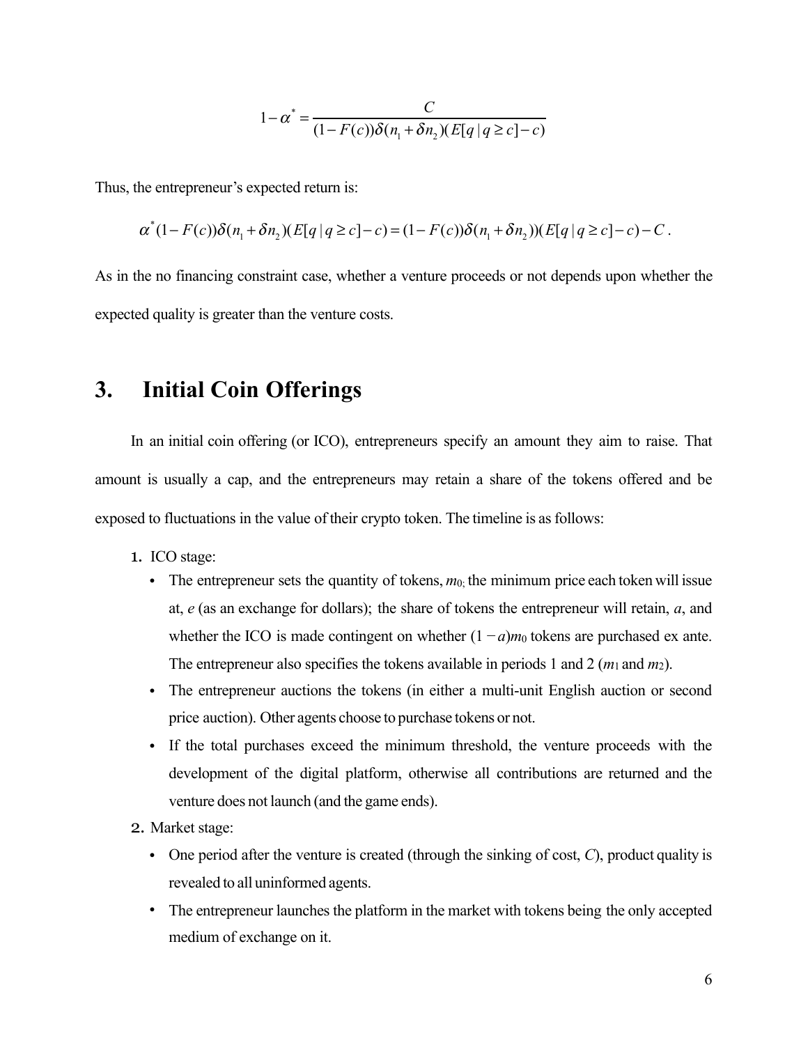$$1-\alpha^* = \frac{C}{(1-F(c))\delta(n_1+\delta n_2)(E[q \mid q \geq c]-c)}$$

Thus, the entrepreneur's expected return is:

$$\alpha^*(1-F(c))\delta(n_1+\delta n_2)(E[q \mid q \geq c]-c) = (1-F(c))\delta(n_1+\delta n_2))(E[q \mid q \geq c]-c) - C .$$

As in the no financing constraint case, whether a venture proceeds or not depends upon whether the expected quality is greater than the venture costs.

# 3. Initial Coin Offerings

In an initial coin offering (or ICO), entrepreneurs specify an amount they aim to raise. That amount is usually a cap, and the entrepreneurs may retain a share of the tokens offered and be exposed to fluctuations in the value of their crypto token. The timeline is as follows:

1. ICO stage:
   - The entrepreneur sets the quantity of tokens, $m_0$; the minimum price each token will issue at, $e$ (as an exchange for dollars); the share of tokens the entrepreneur will retain, $a$, and whether the ICO is made contingent on whether $(1-a)m_0$ tokens are purchased ex ante. The entrepreneur also specifies the tokens available in periods 1 and 2 ($m_1$ and $m_2$).
   - The entrepreneur auctions the tokens (in either a multi-unit English auction or second price auction). Other agents choose to purchase tokens or not.
   - If the total purchases exceed the minimum threshold, the venture proceeds with the development of the digital platform, otherwise all contributions are returned and the venture does not launch (and the game ends).
2. Market stage:
   - One period after the venture is created (through the sinking of cost, $C$), product quality is revealed to all uninformed agents.
   - The entrepreneur launches the platform in the market with tokens being the only accepted medium of exchange on it.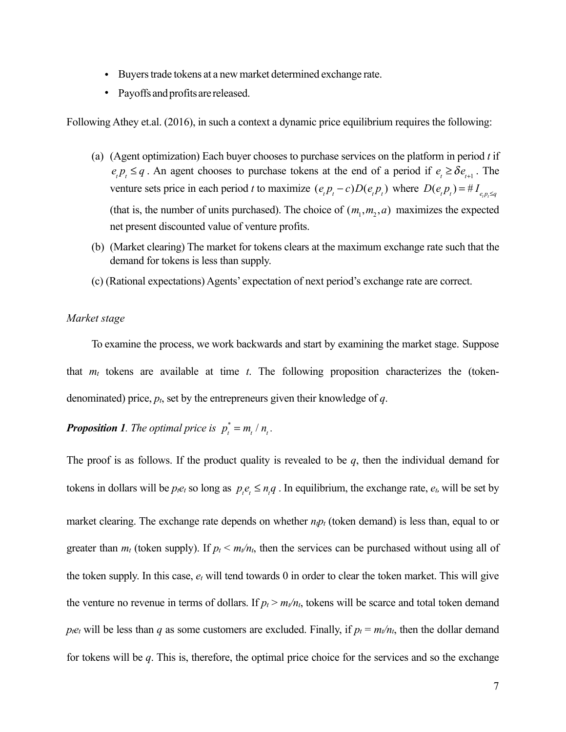- Buyers trade tokens at a new market determined exchange rate.
- Payoffs and profits are released.

Following Athey et.al. (2016), in such a context a dynamic price equilibrium requires the following:

(a) (Agent optimization) Each buyer chooses to purchase services on the platform in period $t$ if $e_t p_t \leq q$. An agent chooses to purchase tokens at the end of a period if $e_t \geq \delta e_{t+1}$. The venture sets price in each period $t$ to maximize $(e_t p_t - c)D(e_t p_t)$ where $D(e_t p_t) = \# I_{e_t p_t \leq q}$ (that is, the number of units purchased). The choice of $(m_1, m_2, a)$ maximizes the expected net present discounted value of venture profits.

(b) (Market clearing) The market for tokens clears at the maximum exchange rate such that the demand for tokens is less than supply.

(c) (Rational expectations) Agents' expectation of next period's exchange rate are correct.

*Market stage*

To examine the process, we work backwards and start by examining the market stage. Suppose that $m_t$ tokens are available at time $t$. The following proposition characterizes the (token-denominated) price, $p_t$, set by the entrepreneurs given their knowledge of $q$.

***Proposition 1****. The optimal price is* $p_t^* = m_t / n_t$.

The proof is as follows. If the product quality is revealed to be $q$, then the individual demand for tokens in dollars will be $p_t e_t$ so long as $p_t e_t \leq n_t q$. In equilibrium, the exchange rate, $e_t$, will be set by market clearing. The exchange rate depends on whether $n_t p_t$ (token demand) is less than, equal to or greater than $m_t$ (token supply). If $p_t < m_t/n_t$, then the services can be purchased without using all of the token supply. In this case, $e_t$ will tend towards 0 in order to clear the token market. This will give the venture no revenue in terms of dollars. If $p_t > m_t/n_t$, tokens will be scarce and total token demand $p_t e_t$ will be less than $q$ as some customers are excluded. Finally, if $p_t = m_t/n_t$, then the dollar demand for tokens will be $q$. This is, therefore, the optimal price choice for the services and so the exchange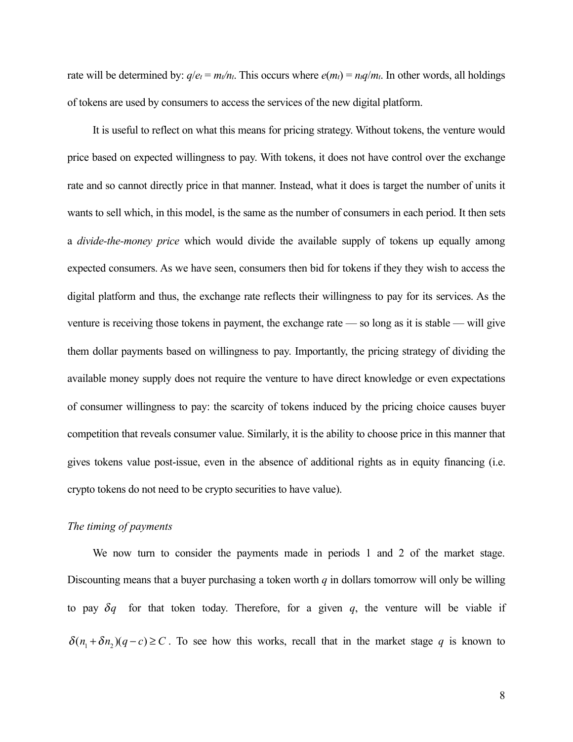rate will be determined by: $q/e_t = m_t/n_t$. This occurs where $e(m_t) = n_t q/m_t$. In other words, all holdings of tokens are used by consumers to access the services of the new digital platform.

It is useful to reflect on what this means for pricing strategy. Without tokens, the venture would price based on expected willingness to pay. With tokens, it does not have control over the exchange rate and so cannot directly price in that manner. Instead, what it does is target the number of units it wants to sell which, in this model, is the same as the number of consumers in each period. It then sets a *divide-the-money price* which would divide the available supply of tokens up equally among expected consumers. As we have seen, consumers then bid for tokens if they they wish to access the digital platform and thus, the exchange rate reflects their willingness to pay for its services. As the venture is receiving those tokens in payment, the exchange rate — so long as it is stable — will give them dollar payments based on willingness to pay. Importantly, the pricing strategy of dividing the available money supply does not require the venture to have direct knowledge or even expectations of consumer willingness to pay: the scarcity of tokens induced by the pricing choice causes buyer competition that reveals consumer value. Similarly, it is the ability to choose price in this manner that gives tokens value post-issue, even in the absence of additional rights as in equity financing (i.e. crypto tokens do not need to be crypto securities to have value).

*The timing of payments*

We now turn to consider the payments made in periods 1 and 2 of the market stage. Discounting means that a buyer purchasing a token worth $q$ in dollars tomorrow will only be willing to pay $\delta q$ for that token today. Therefore, for a given $q$, the venture will be viable if $\delta(n_1 + \delta n_2)(q - c) \geq C$. To see how this works, recall that in the market stage $q$ is known to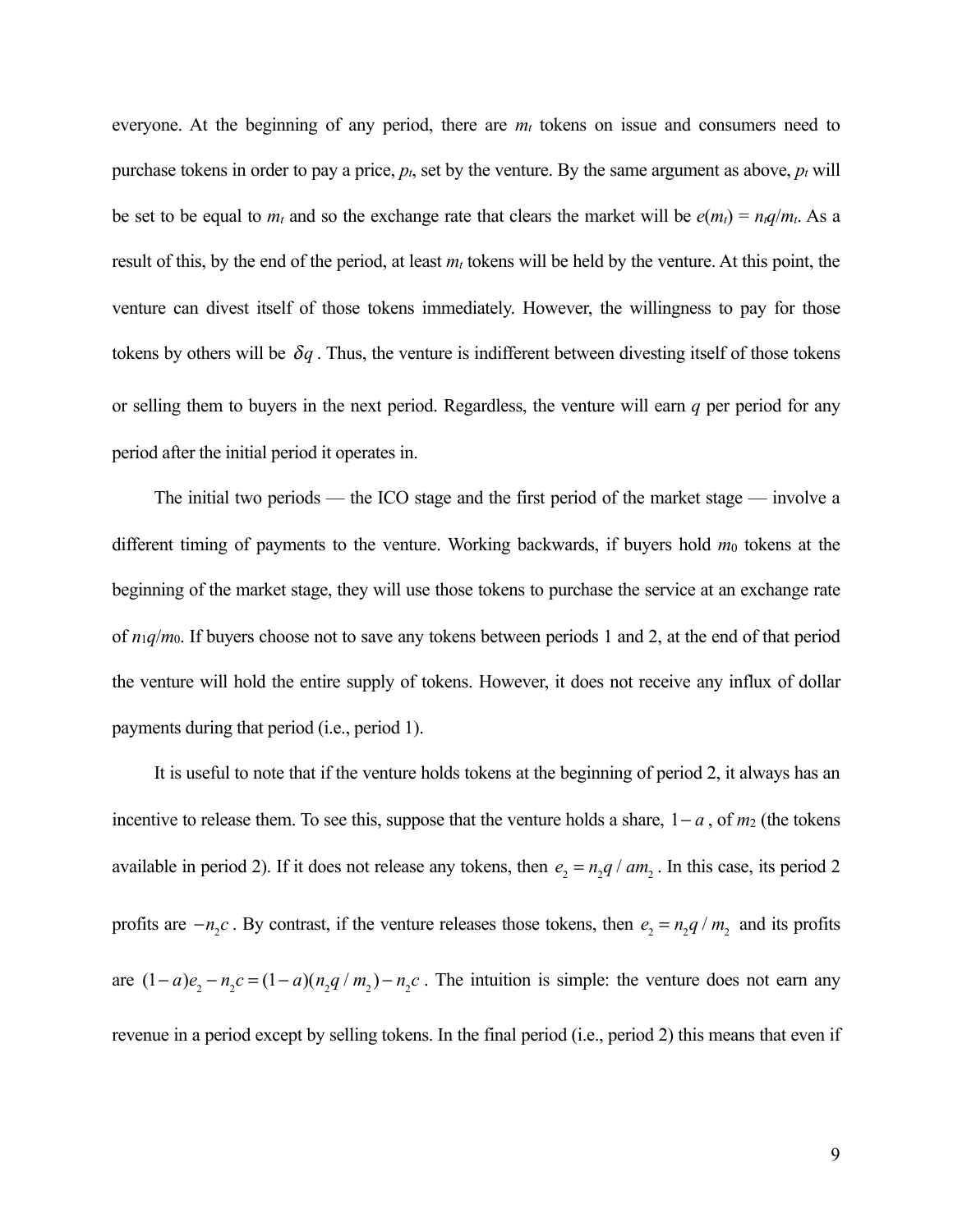everyone. At the beginning of any period, there are $m_t$ tokens on issue and consumers need to purchase tokens in order to pay a price, $p_t$, set by the venture. By the same argument as above, $p_t$ will be set to be equal to $m_t$ and so the exchange rate that clears the market will be $e(m_t) = n_t q/m_t$. As a result of this, by the end of the period, at least $m_t$ tokens will be held by the venture. At this point, the venture can divest itself of those tokens immediately. However, the willingness to pay for those tokens by others will be $\delta q$. Thus, the venture is indifferent between divesting itself of those tokens or selling them to buyers in the next period. Regardless, the venture will earn $q$ per period for any period after the initial period it operates in.

The initial two periods — the ICO stage and the first period of the market stage — involve a different timing of payments to the venture. Working backwards, if buyers hold $m_0$ tokens at the beginning of the market stage, they will use those tokens to purchase the service at an exchange rate of $n_1 q/m_0$. If buyers choose not to save any tokens between periods 1 and 2, at the end of that period the venture will hold the entire supply of tokens. However, it does not receive any influx of dollar payments during that period (i.e., period 1).

It is useful to note that if the venture holds tokens at the beginning of period 2, it always has an incentive to release them. To see this, suppose that the venture holds a share, $1-a$, of $m_2$ (the tokens available in period 2). If it does not release any tokens, then $e_2 = n_2 q / am_2$. In this case, its period 2 profits are $-n_2 c$. By contrast, if the venture releases those tokens, then $e_2 = n_2 q / m_2$ and its profits are $(1-a)e_2 - n_2 c = (1-a)(n_2 q / m_2) - n_2 c$. The intuition is simple: the venture does not earn any revenue in a period except by selling tokens. In the final period (i.e., period 2) this means that even if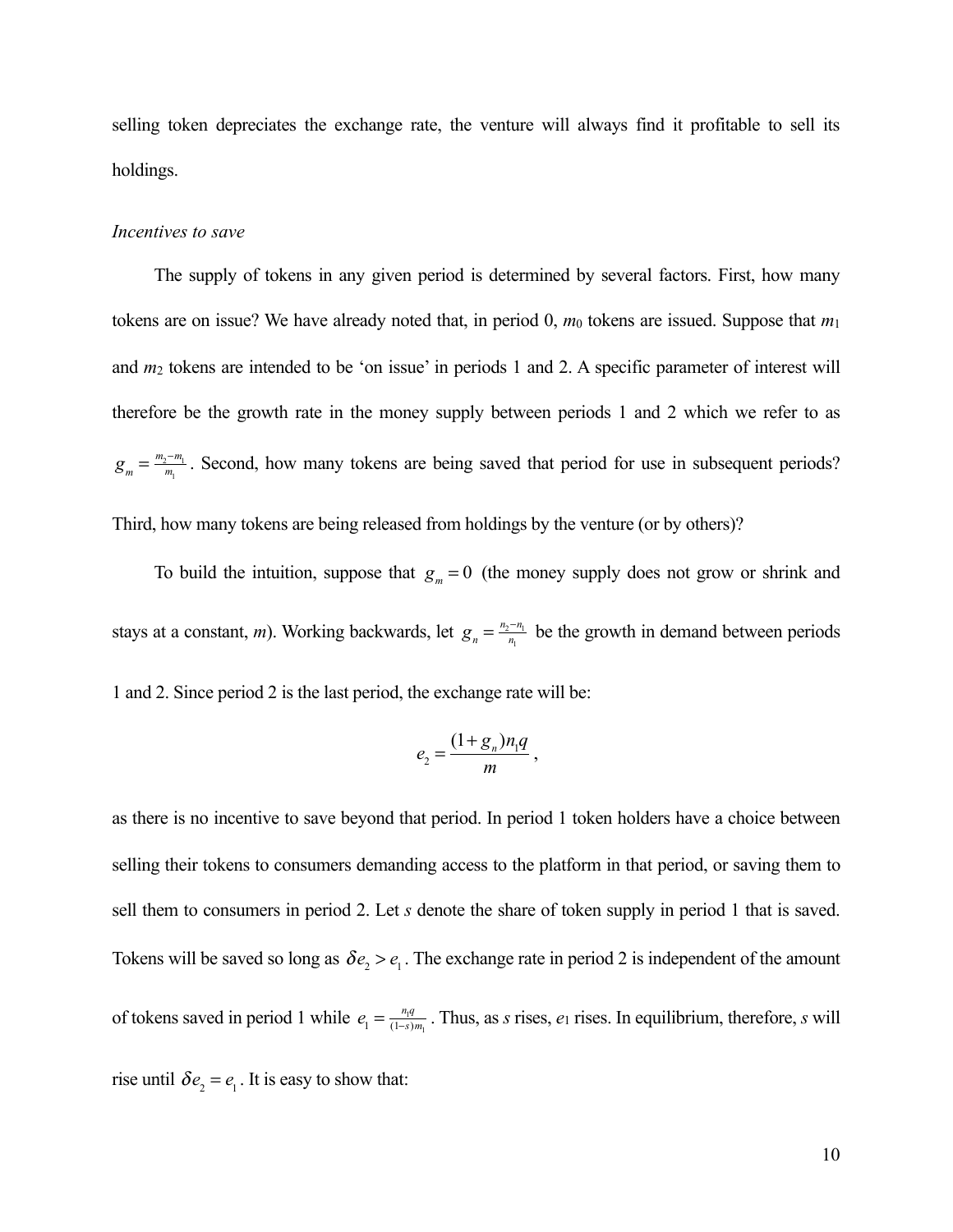selling token depreciates the exchange rate, the venture will always find it profitable to sell its holdings.

*Incentives to save*

The supply of tokens in any given period is determined by several factors. First, how many tokens are on issue? We have already noted that, in period 0, $m_0$ tokens are issued. Suppose that $m_1$ and $m_2$ tokens are intended to be 'on issue' in periods 1 and 2. A specific parameter of interest will therefore be the growth rate in the money supply between periods 1 and 2 which we refer to as $g_m = \frac{m_2 - m_1}{m_1}$. Second, how many tokens are being saved that period for use in subsequent periods? Third, how many tokens are being released from holdings by the venture (or by others)?

To build the intuition, suppose that $g_m = 0$ (the money supply does not grow or shrink and stays at a constant, $m$). Working backwards, let $g_n = \frac{n_2 - n_1}{n_1}$ be the growth in demand between periods 1 and 2. Since period 2 is the last period, the exchange rate will be:

$$e_2 = \frac{(1 + g_n) n_1 q}{m},$$

as there is no incentive to save beyond that period. In period 1 token holders have a choice between selling their tokens to consumers demanding access to the platform in that period, or saving them to sell them to consumers in period 2. Let $s$ denote the share of token supply in period 1 that is saved. Tokens will be saved so long as $\delta e_2 > e_1$. The exchange rate in period 2 is independent of the amount of tokens saved in period 1 while $e_1 = \frac{n_1 q}{(1-s) m_1}$. Thus, as $s$ rises, $e_1$ rises. In equilibrium, therefore, $s$ will rise until $\delta e_2 = e_1$. It is easy to show that: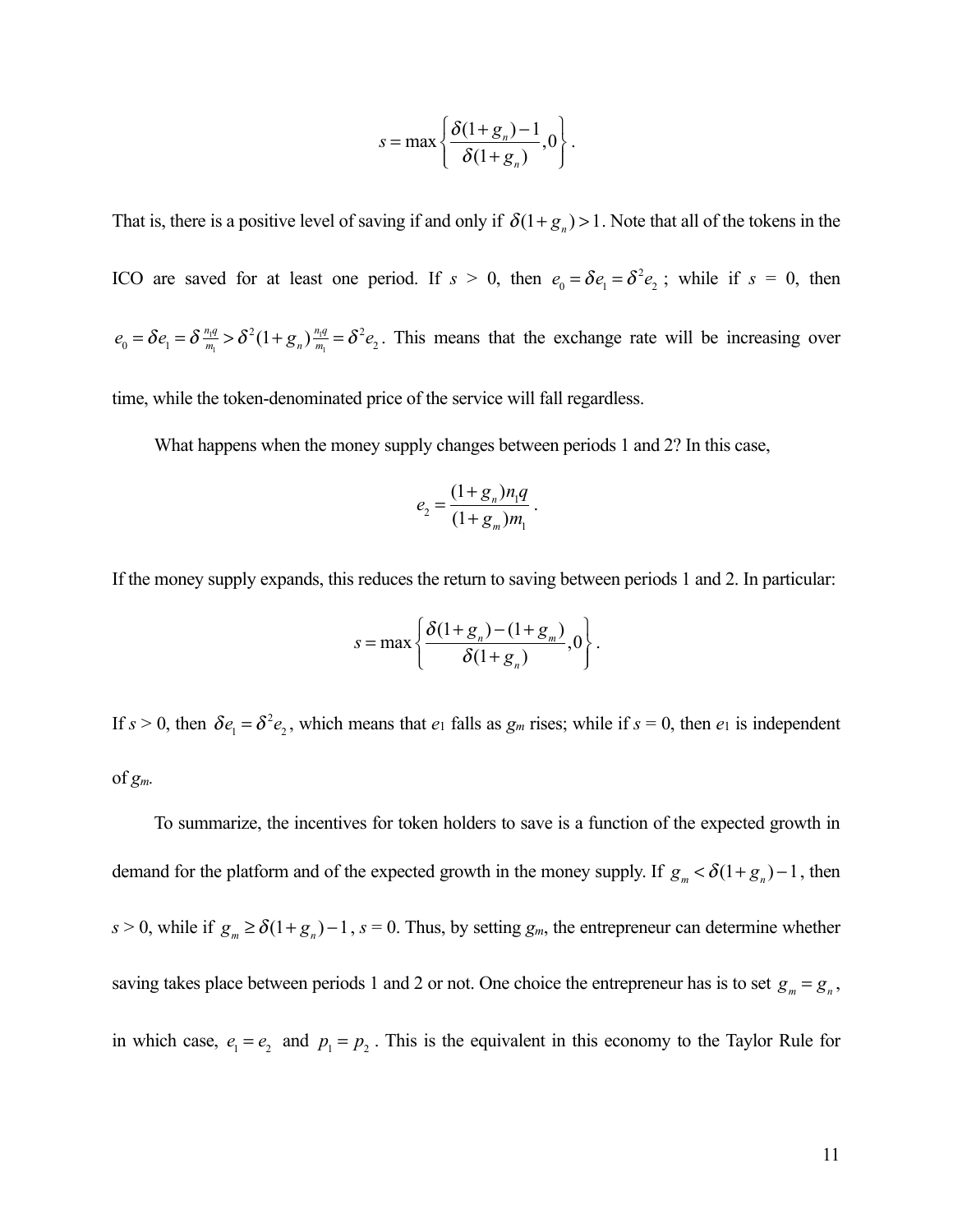$$s = \max\left\{ \frac{\delta(1+g_n) - 1}{\delta(1+g_n)}, 0 \right\}.$$

That is, there is a positive level of saving if and only if $\delta(1+g_n) > 1$. Note that all of the tokens in the ICO are saved for at least one period. If $s$ > 0, then $e_0 = \delta e_1 = \delta^2 e_2$ ; while if $s$ = 0, then $e_0 = \delta e_1 = \delta \frac{n_1 q}{m_1} > \delta^2 (1+g_n) \frac{n_1 q}{m_1} = \delta^2 e_2$. This means that the exchange rate will be increasing over time, while the token-denominated price of the service will fall regardless.

What happens when the money supply changes between periods 1 and 2? In this case,

$$e_2 = \frac{(1+g_n) n_1 q}{(1+g_m) m_1}.$$

If the money supply expands, this reduces the return to saving between periods 1 and 2. In particular:

$$s = \max\left\{ \frac{\delta(1+g_n) - (1+g_m)}{\delta(1+g_n)}, 0 \right\}.$$

If $s$ > 0, then $\delta e_1 = \delta^2 e_2$, which means that $e_1$ falls as $g_m$ rises; while if $s$ = 0, then $e_1$ is independent of $g_m$.

To summarize, the incentives for token holders to save is a function of the expected growth in demand for the platform and of the expected growth in the money supply. If $g_m < \delta(1+g_n) - 1$, then $s$ > 0, while if $g_m \geq \delta(1+g_n) - 1$, $s$ = 0. Thus, by setting $g_m$, the entrepreneur can determine whether saving takes place between periods 1 and 2 or not. One choice the entrepreneur has is to set $g_m = g_n$, in which case, $e_1 = e_2$ and $p_1 = p_2$. This is the equivalent in this economy to the Taylor Rule for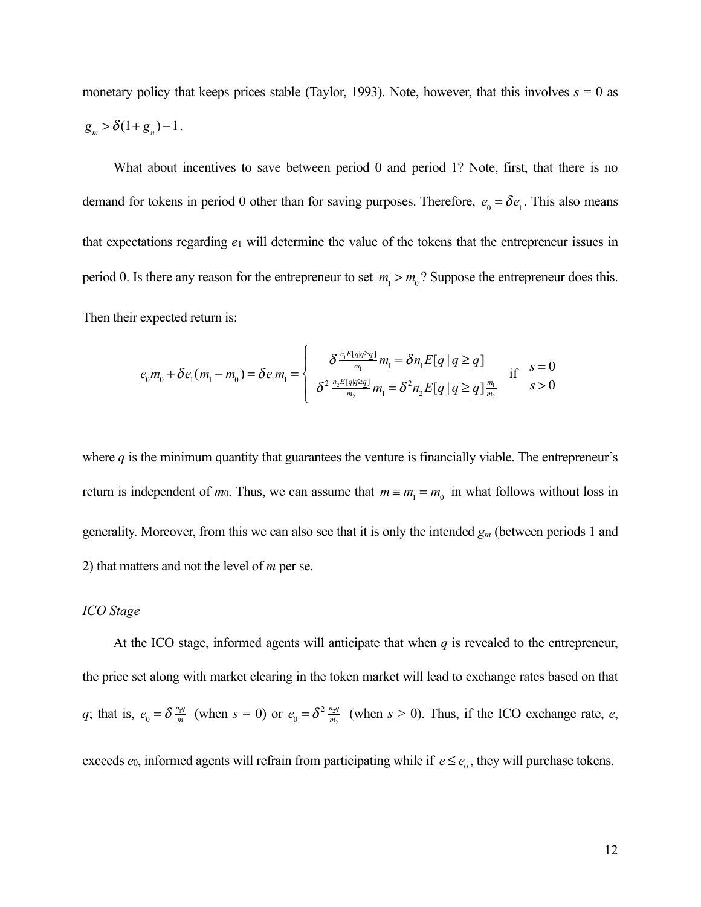monetary policy that keeps prices stable (Taylor, 1993). Note, however, that this involves $s = 0$ as $g_m > \delta(1+g_n)-1$.

What about incentives to save between period 0 and period 1? Note, first, that there is no demand for tokens in period 0 other than for saving purposes. Therefore, $e_0 = \delta e_1$. This also means that expectations regarding $e_1$ will determine the value of the tokens that the entrepreneur issues in period 0. Is there any reason for the entrepreneur to set $m_1 > m_0$? Suppose the entrepreneur does this. Then their expected return is:

$$e_0 m_0 + \delta e_1 (m_1 - m_0) = \delta e_1 m_1 = \begin{cases} \delta \frac{n_1 E[q|q \geq \underline{q}]}{m_1} m_1 = \delta n_1 E[q \mid q \geq \underline{q}] & \text{if } s = 0 \\ \delta^2 \frac{n_2 E[q|q \geq \underline{q}]}{m_2} m_1 = \delta^2 n_2 E[q \mid q \geq \underline{q}] \frac{m_1}{m_2} & \text{if } s > 0 \end{cases}$$

where $\underline{q}$ is the minimum quantity that guarantees the venture is financially viable. The entrepreneur's return is independent of $m_0$. Thus, we can assume that $m \equiv m_1 = m_0$ in what follows without loss in generality. Moreover, from this we can also see that it is only the intended $g_m$ (between periods 1 and 2) that matters and not the level of $m$ per se.

*ICO Stage*

At the ICO stage, informed agents will anticipate that when $q$ is revealed to the entrepreneur, the price set along with market clearing in the token market will lead to exchange rates based on that $q$; that is, $e_0 = \delta \frac{n_1 q}{m}$ (when $s = 0$) or $e_0 = \delta^2 \frac{n_2 q}{m_2}$ (when $s > 0$). Thus, if the ICO exchange rate, $\underline{e}$, exceeds $e_0$, informed agents will refrain from participating while if $\underline{e} \leq e_0$, they will purchase tokens.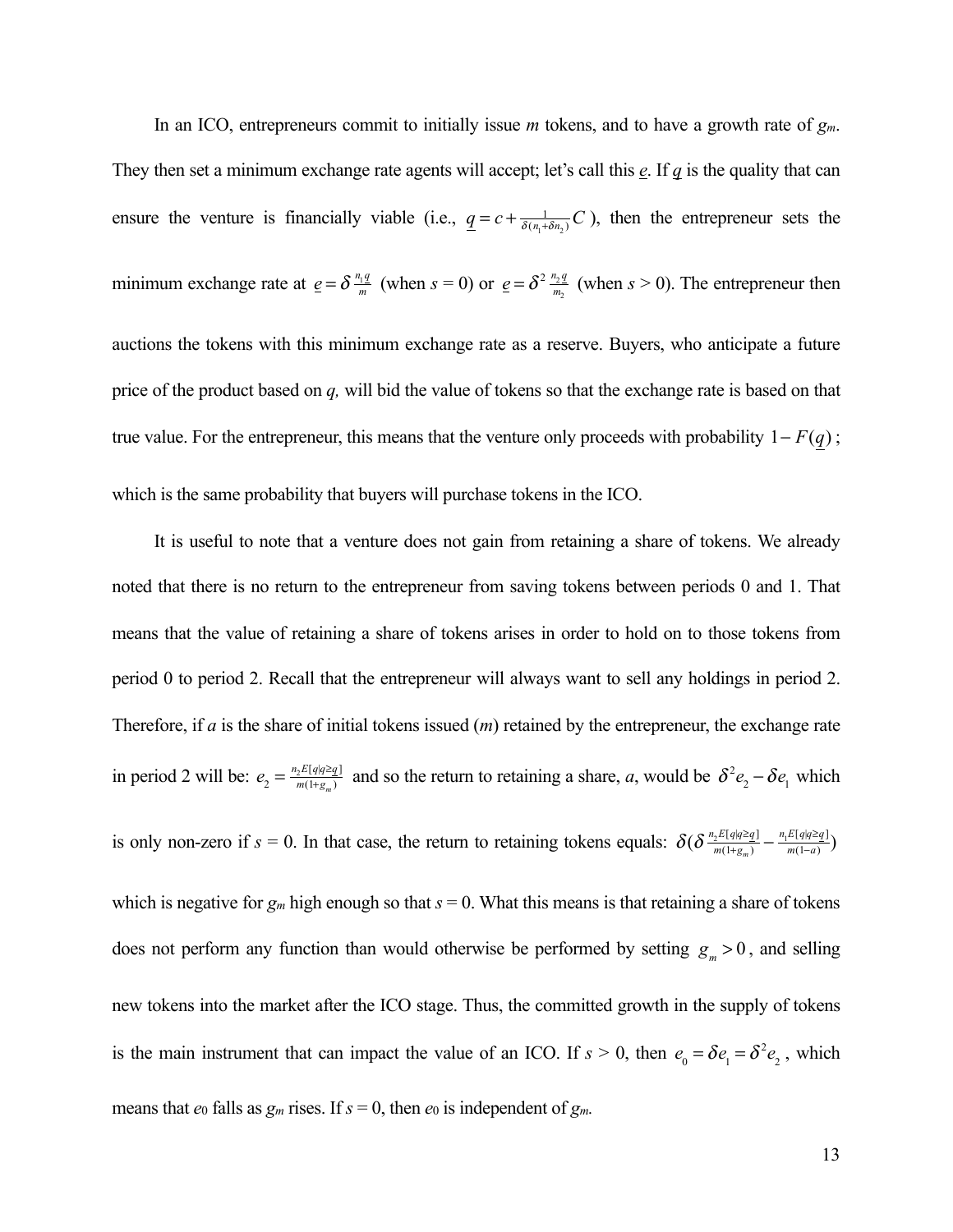In an ICO, entrepreneurs commit to initially issue $m$ tokens, and to have a growth rate of $g_m$. They then set a minimum exchange rate agents will accept; let's call this $\underline{e}$. If $\underline{q}$ is the quality that can ensure the venture is financially viable (i.e., $\underline{q} = c + \frac{1}{\delta(n_1 + \delta n_2)} C$), then the entrepreneur sets the minimum exchange rate at $\underline{e} = \delta \frac{n_1 \underline{q}}{m}$ (when $s$ = 0) or $\underline{e} = \delta^2 \frac{n_2 \underline{q}}{m_2}$ (when $s$ > 0). The entrepreneur then auctions the tokens with this minimum exchange rate as a reserve. Buyers, who anticipate a future price of the product based on $q$, will bid the value of tokens so that the exchange rate is based on that true value. For the entrepreneur, this means that the venture only proceeds with probability $1 - F(\underline{q})$; which is the same probability that buyers will purchase tokens in the ICO.

It is useful to note that a venture does not gain from retaining a share of tokens. We already noted that there is no return to the entrepreneur from saving tokens between periods 0 and 1. That means that the value of retaining a share of tokens arises in order to hold on to those tokens from period 0 to period 2. Recall that the entrepreneur will always want to sell any holdings in period 2. Therefore, if $a$ is the share of initial tokens issued ($m$) retained by the entrepreneur, the exchange rate in period 2 will be: $e_2 = \frac{n_2 E[q|q \geq \underline{q}]}{m(1+g_m)}$ and so the return to retaining a share, $a$, would be $\delta^2 e_2 - \delta e_1$ which is only non-zero if $s$ = 0. In that case, the return to retaining tokens equals: $\delta(\delta \frac{n_2 E[q|q \geq \underline{q}]}{m(1+g_m)} - \frac{n_1 E[q|q \geq \underline{q}]}{m(1-a)})$ which is negative for $g_m$ high enough so that $s$ = 0. What this means is that retaining a share of tokens does not perform any function than would otherwise be performed by setting $g_m > 0$, and selling new tokens into the market after the ICO stage. Thus, the committed growth in the supply of tokens is the main instrument that can impact the value of an ICO. If $s$ > 0, then $e_0 = \delta e_1 = \delta^2 e_2$, which means that $e_0$ falls as $g_m$ rises. If $s$ = 0, then $e_0$ is independent of $g_m$.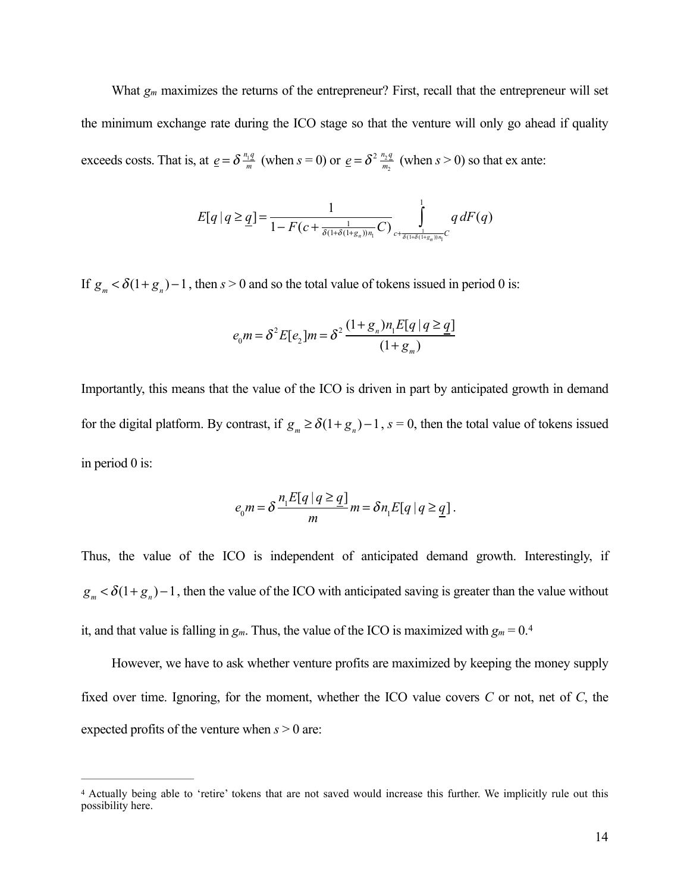What $g_m$ maximizes the returns of the entrepreneur? First, recall that the entrepreneur will set the minimum exchange rate during the ICO stage so that the venture will only go ahead if quality exceeds costs. That is, at $\underline{e} = \delta \frac{n_1 q}{m}$ (when $s = 0$) or $\underline{e} = \delta^2 \frac{n_2 q}{m_2}$ (when $s > 0$) so that ex ante:

$$E[q \mid q \geq \underline{q}] = \frac{1}{1 - F(c + \frac{1}{\delta(1+\delta(1+g_n))n_1} C)} \int_{c+\frac{1}{\delta(1+\delta(1+g_n))n_1} C}^{1} q \, dF(q)$$

If $g_m < \delta(1+g_n) - 1$, then $s > 0$ and so the total value of tokens issued in period 0 is:

$$e_0 m = \delta^2 E[e_2] m = \delta^2 \frac{(1+g_n) n_1 E[q \mid q \geq \underline{q}]}{(1+g_m)}$$

Importantly, this means that the value of the ICO is driven in part by anticipated growth in demand for the digital platform. By contrast, if $g_m \geq \delta(1+g_n) - 1$, $s = 0$, then the total value of tokens issued in period 0 is:

$$e_0 m = \delta \frac{n_1 E[q \mid q \geq \underline{q}]}{m} m = \delta n_1 E[q \mid q \geq \underline{q}] \, .$$

Thus, the value of the ICO is independent of anticipated demand growth. Interestingly, if $g_m < \delta(1+g_n) - 1$, then the value of the ICO with anticipated saving is greater than the value without it, and that value is falling in $g_m$. Thus, the value of the ICO is maximized with $g_m = 0$.[4]

However, we have to ask whether venture profits are maximized by keeping the money supply fixed over time. Ignoring, for the moment, whether the ICO value covers $C$ or not, net of $C$, the expected profits of the venture when $s > 0$ are:

---

[4] Actually being able to 'retire' tokens that are not saved would increase this further. We implicitly rule out this possibility here.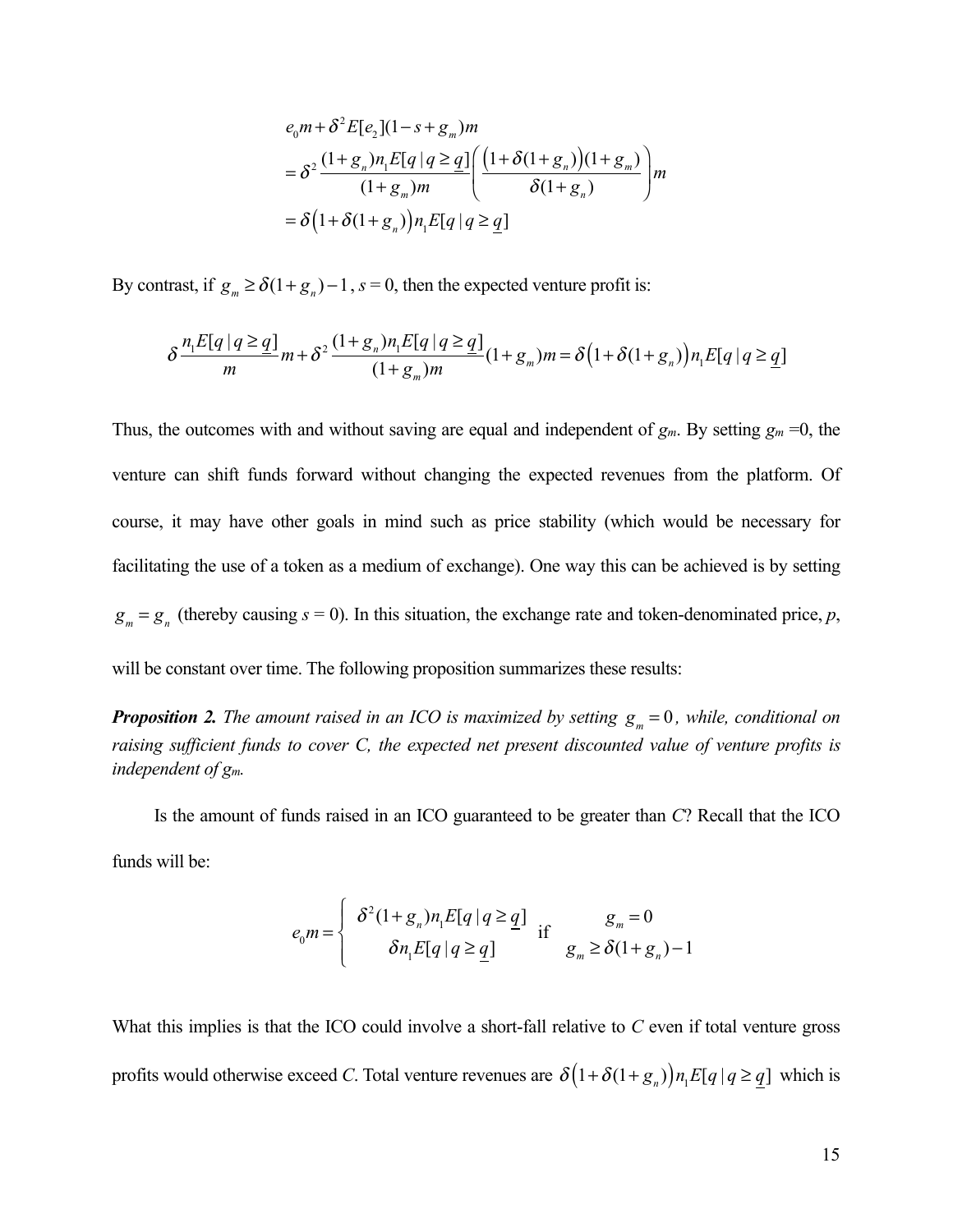$$
\begin{aligned}
&e_0 m + \delta^2 E[e_2](1 - s + g_m)m \\
&= \delta^2 \frac{(1+g_n) n_1 E[q \mid q \geq \underline{q}]}{(1+g_m)m} \left( \frac{\left(1+\delta(1+g_n)\right)(1+g_m)}{\delta(1+g_n)} \right) m \\
&= \delta\left(1+\delta(1+g_n)\right) n_1 E[q \mid q \geq \underline{q}]
\end{aligned}
$$

By contrast, if $g_m \geq \delta(1+g_n) - 1$, $s = 0$, then the expected venture profit is:

$$
\delta \frac{n_1 E[q \mid q \geq \underline{q}]}{m} m + \delta^2 \frac{(1+g_n) n_1 E[q \mid q \geq \underline{q}]}{(1+g_m)m}(1+g_m)m = \delta\left(1+\delta(1+g_n)\right) n_1 E[q \mid q \geq \underline{q}]
$$

Thus, the outcomes with and without saving are equal and independent of $g_m$. By setting $g_m = 0$, the venture can shift funds forward without changing the expected revenues from the platform. Of course, it may have other goals in mind such as price stability (which would be necessary for facilitating the use of a token as a medium of exchange). One way this can be achieved is by setting $g_m = g_n$ (thereby causing $s = 0$). In this situation, the exchange rate and token-denominated price, $p$, will be constant over time. The following proposition summarizes these results:

***Proposition 2.*** *The amount raised in an ICO is maximized by setting $g_m = 0$, while, conditional on raising sufficient funds to cover C, the expected net present discounted value of venture profits is independent of $g_m$.*

Is the amount of funds raised in an ICO guaranteed to be greater than $C$? Recall that the ICO funds will be:

$$
e_0 m = \begin{cases} \delta^2 (1+g_n) n_1 E[q \mid q \geq \underline{q}] & \text{if} \quad g_m = 0 \\ \delta n_1 E[q \mid q \geq \underline{q}] & \quad\;\; g_m \geq \delta(1+g_n) - 1 \end{cases}
$$

What this implies is that the ICO could involve a short-fall relative to $C$ even if total venture gross profits would otherwise exceed $C$. Total venture revenues are $\delta\left(1+\delta(1+g_n)\right) n_1 E[q \mid q \geq \underline{q}]$ which is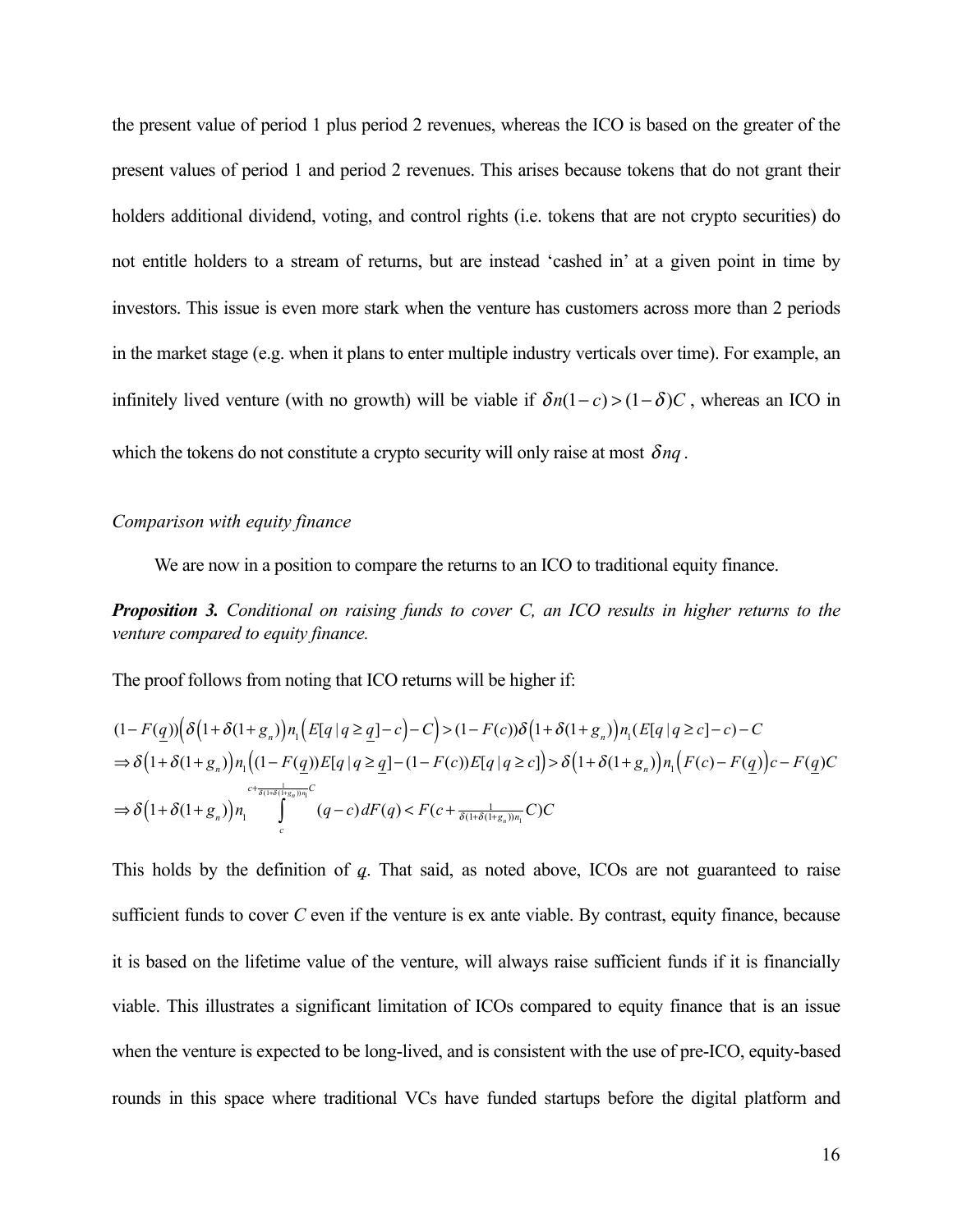the present value of period 1 plus period 2 revenues, whereas the ICO is based on the greater of the present values of period 1 and period 2 revenues. This arises because tokens that do not grant their holders additional dividend, voting, and control rights (i.e. tokens that are not crypto securities) do not entitle holders to a stream of returns, but are instead 'cashed in' at a given point in time by investors. This issue is even more stark when the venture has customers across more than 2 periods in the market stage (e.g. when it plans to enter multiple industry verticals over time). For example, an infinitely lived venture (with no growth) will be viable if $\delta n(1-c) > (1-\delta)C$ , whereas an ICO in which the tokens do not constitute a crypto security will only raise at most $\delta nq$ .

*Comparison with equity finance*

We are now in a position to compare the returns to an ICO to traditional equity finance.

***Proposition 3.*** *Conditional on raising funds to cover C, an ICO results in higher returns to the venture compared to equity finance.*

The proof follows from noting that ICO returns will be higher if:

$$
\begin{aligned}
&(1-F(\underline{q}))\Big(\delta\big(1+\delta(1+g_n)\big)n_1\big(E[q\,|\,q\geq \underline{q}]-c\big)-C\Big) > (1-F(c))\delta\big(1+\delta(1+g_n)\big)n_1(E[q\,|\,q\geq c]-c)-C\\
&\Rightarrow \delta\big(1+\delta(1+g_n)\big)n_1\big((1-F(\underline{q}))E[q\,|\,q\geq \underline{q}]-(1-F(c))E[q\,|\,q\geq c]\big) > \delta\big(1+\delta(1+g_n)\big)n_1\big(F(c)-F(\underline{q})\big)c-F(\underline{q})C\\
&\Rightarrow \delta\big(1+\delta(1+g_n)\big)n_1\int_{c}^{c+\frac{1}{\delta(1+\delta(1+g_n))n_1}C}(q-c)\,dF(q) < F\big(c+\tfrac{1}{\delta(1+\delta(1+g_n))n_1}C\big)C
\end{aligned}
$$

This holds by the definition of $\underline{q}$. That said, as noted above, ICOs are not guaranteed to raise sufficient funds to cover *C* even if the venture is ex ante viable. By contrast, equity finance, because it is based on the lifetime value of the venture, will always raise sufficient funds if it is financially viable. This illustrates a significant limitation of ICOs compared to equity finance that is an issue when the venture is expected to be long-lived, and is consistent with the use of pre-ICO, equity-based rounds in this space where traditional VCs have funded startups before the digital platform and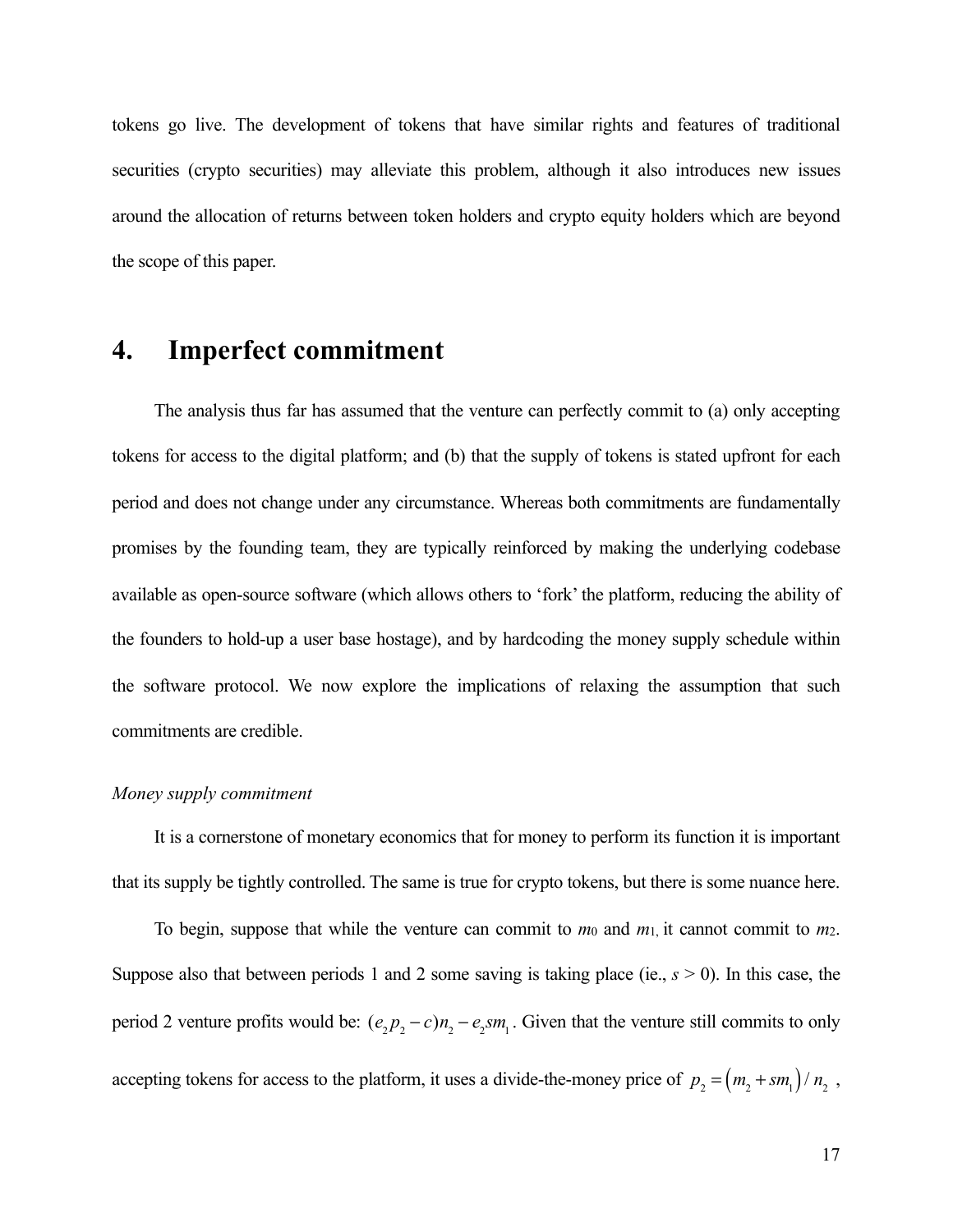tokens go live. The development of tokens that have similar rights and features of traditional securities (crypto securities) may alleviate this problem, although it also introduces new issues around the allocation of returns between token holders and crypto equity holders which are beyond the scope of this paper.

# 4. Imperfect commitment

The analysis thus far has assumed that the venture can perfectly commit to (a) only accepting tokens for access to the digital platform; and (b) that the supply of tokens is stated upfront for each period and does not change under any circumstance. Whereas both commitments are fundamentally promises by the founding team, they are typically reinforced by making the underlying codebase available as open-source software (which allows others to 'fork' the platform, reducing the ability of the founders to hold-up a user base hostage), and by hardcoding the money supply schedule within the software protocol. We now explore the implications of relaxing the assumption that such commitments are credible.

*Money supply commitment*

It is a cornerstone of monetary economics that for money to perform its function it is important that its supply be tightly controlled. The same is true for crypto tokens, but there is some nuance here.

To begin, suppose that while the venture can commit to $m_0$ and $m_1$, it cannot commit to $m_2$. Suppose also that between periods 1 and 2 some saving is taking place (ie., $s > 0$). In this case, the period 2 venture profits would be: $(e_2 p_2 - c)n_2 - e_2 s m_1$. Given that the venture still commits to only accepting tokens for access to the platform, it uses a divide-the-money price of $p_2 = \left(m_2 + s m_1\right)/n_2$ ,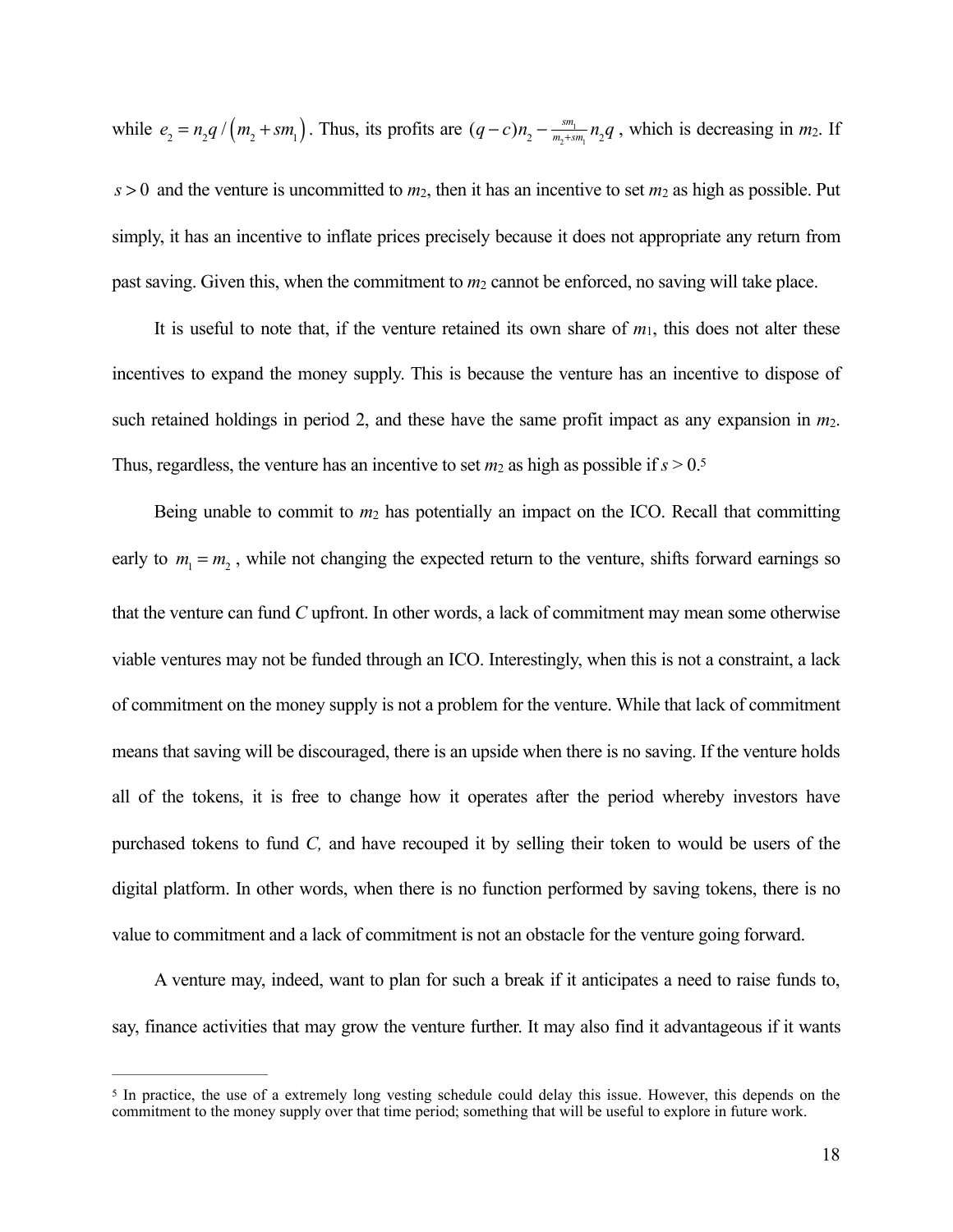while $e_2 = n_2 q / \left(m_2 + s m_1\right)$. Thus, its profits are $(q-c)n_2 - \frac{s m_1}{m_2 + s m_1} n_2 q$, which is decreasing in $m_2$. If $s > 0$ and the venture is uncommitted to $m_2$, then it has an incentive to set $m_2$ as high as possible. Put simply, it has an incentive to inflate prices precisely because it does not appropriate any return from past saving. Given this, when the commitment to $m_2$ cannot be enforced, no saving will take place.

It is useful to note that, if the venture retained its own share of $m_1$, this does not alter these incentives to expand the money supply. This is because the venture has an incentive to dispose of such retained holdings in period 2, and these have the same profit impact as any expansion in $m_2$. Thus, regardless, the venture has an incentive to set $m_2$ as high as possible if $s > 0$.[5]

Being unable to commit to $m_2$ has potentially an impact on the ICO. Recall that committing early to $m_1 = m_2$, while not changing the expected return to the venture, shifts forward earnings so that the venture can fund *C* upfront. In other words, a lack of commitment may mean some otherwise viable ventures may not be funded through an ICO. Interestingly, when this is not a constraint, a lack of commitment on the money supply is not a problem for the venture. While that lack of commitment means that saving will be discouraged, there is an upside when there is no saving. If the venture holds all of the tokens, it is free to change how it operates after the period whereby investors have purchased tokens to fund *C,* and have recouped it by selling their token to would be users of the digital platform. In other words, when there is no function performed by saving tokens, there is no value to commitment and a lack of commitment is not an obstacle for the venture going forward.

A venture may, indeed, want to plan for such a break if it anticipates a need to raise funds to, say, finance activities that may grow the venture further. It may also find it advantageous if it wants

---

[5] In practice, the use of a extremely long vesting schedule could delay this issue. However, this depends on the commitment to the money supply over that time period; something that will be useful to explore in future work.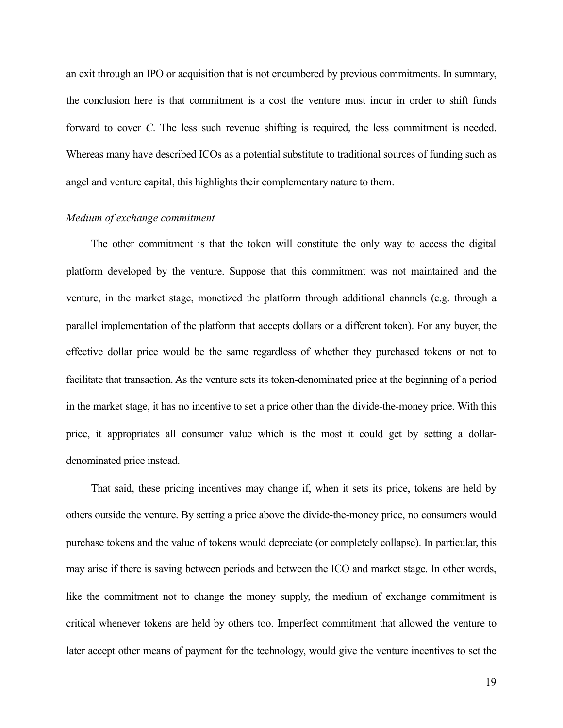an exit through an IPO or acquisition that is not encumbered by previous commitments. In summary, the conclusion here is that commitment is a cost the venture must incur in order to shift funds forward to cover $C$. The less such revenue shifting is required, the less commitment is needed. Whereas many have described ICOs as a potential substitute to traditional sources of funding such as angel and venture capital, this highlights their complementary nature to them.

*Medium of exchange commitment*

The other commitment is that the token will constitute the only way to access the digital platform developed by the venture. Suppose that this commitment was not maintained and the venture, in the market stage, monetized the platform through additional channels (e.g. through a parallel implementation of the platform that accepts dollars or a different token). For any buyer, the effective dollar price would be the same regardless of whether they purchased tokens or not to facilitate that transaction. As the venture sets its token-denominated price at the beginning of a period in the market stage, it has no incentive to set a price other than the divide-the-money price. With this price, it appropriates all consumer value which is the most it could get by setting a dollar-denominated price instead.

That said, these pricing incentives may change if, when it sets its price, tokens are held by others outside the venture. By setting a price above the divide-the-money price, no consumers would purchase tokens and the value of tokens would depreciate (or completely collapse). In particular, this may arise if there is saving between periods and between the ICO and market stage. In other words, like the commitment not to change the money supply, the medium of exchange commitment is critical whenever tokens are held by others too. Imperfect commitment that allowed the venture to later accept other means of payment for the technology, would give the venture incentives to set the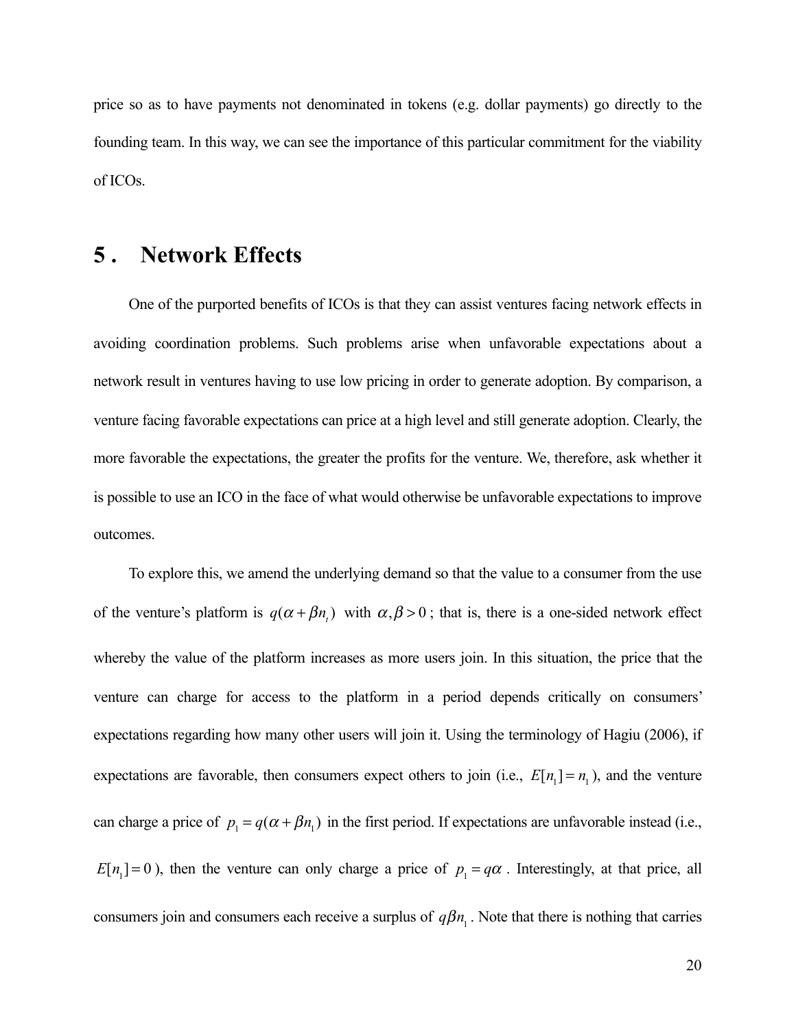price so as to have payments not denominated in tokens (e.g. dollar payments) go directly to the founding team. In this way, we can see the importance of this particular commitment for the viability of ICOs.

# 5. Network Effects

One of the purported benefits of ICOs is that they can assist ventures facing network effects in avoiding coordination problems. Such problems arise when unfavorable expectations about a network result in ventures having to use low pricing in order to generate adoption. By comparison, a venture facing favorable expectations can price at a high level and still generate adoption. Clearly, the more favorable the expectations, the greater the profits for the venture. We, therefore, ask whether it is possible to use an ICO in the face of what would otherwise be unfavorable expectations to improve outcomes.

To explore this, we amend the underlying demand so that the value to a consumer from the use of the venture's platform is $q(\alpha + \beta n_t)$ with $\alpha, \beta > 0$; that is, there is a one-sided network effect whereby the value of the platform increases as more users join. In this situation, the price that the venture can charge for access to the platform in a period depends critically on consumers' expectations regarding how many other users will join it. Using the terminology of Hagiu (2006), if expectations are favorable, then consumers expect others to join (i.e., $E[n_1] = n_1$), and the venture can charge a price of $p_1 = q(\alpha + \beta n_1)$ in the first period. If expectations are unfavorable instead (i.e., $E[n_1] = 0$), then the venture can only charge a price of $p_1 = q\alpha$. Interestingly, at that price, all consumers join and consumers each receive a surplus of $q\beta n_1$. Note that there is nothing that carries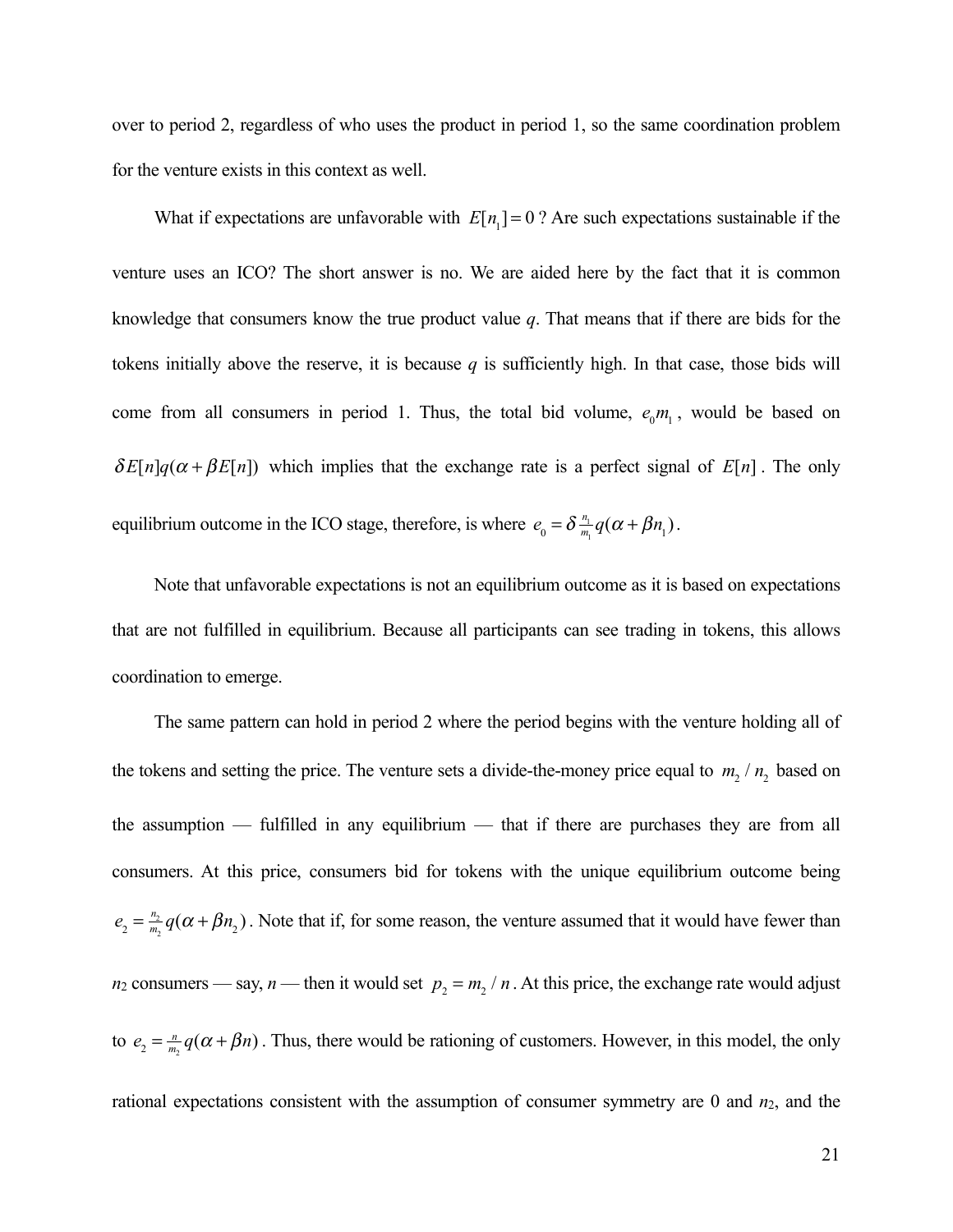over to period 2, regardless of who uses the product in period 1, so the same coordination problem for the venture exists in this context as well.

What if expectations are unfavorable with $E[n_1] = 0$ ? Are such expectations sustainable if the venture uses an ICO? The short answer is no. We are aided here by the fact that it is common knowledge that consumers know the true product value $q$. That means that if there are bids for the tokens initially above the reserve, it is because $q$ is sufficiently high. In that case, those bids will come from all consumers in period 1. Thus, the total bid volume, $e_0 m_1$, would be based on $\delta E[n] q(\alpha + \beta E[n])$ which implies that the exchange rate is a perfect signal of $E[n]$. The only equilibrium outcome in the ICO stage, therefore, is where $e_0 = \delta \frac{n_1}{m_1} q(\alpha + \beta n_1)$.

Note that unfavorable expectations is not an equilibrium outcome as it is based on expectations that are not fulfilled in equilibrium. Because all participants can see trading in tokens, this allows coordination to emerge.

The same pattern can hold in period 2 where the period begins with the venture holding all of the tokens and setting the price. The venture sets a divide-the-money price equal to $m_2 / n_2$ based on the assumption — fulfilled in any equilibrium — that if there are purchases they are from all consumers. At this price, consumers bid for tokens with the unique equilibrium outcome being $e_2 = \frac{n_2}{m_2} q(\alpha + \beta n_2)$. Note that if, for some reason, the venture assumed that it would have fewer than $n_2$ consumers — say, $n$ — then it would set $p_2 = m_2 / n$. At this price, the exchange rate would adjust to $e_2 = \frac{n}{m_2} q(\alpha + \beta n)$. Thus, there would be rationing of customers. However, in this model, the only rational expectations consistent with the assumption of consumer symmetry are 0 and $n_2$, and the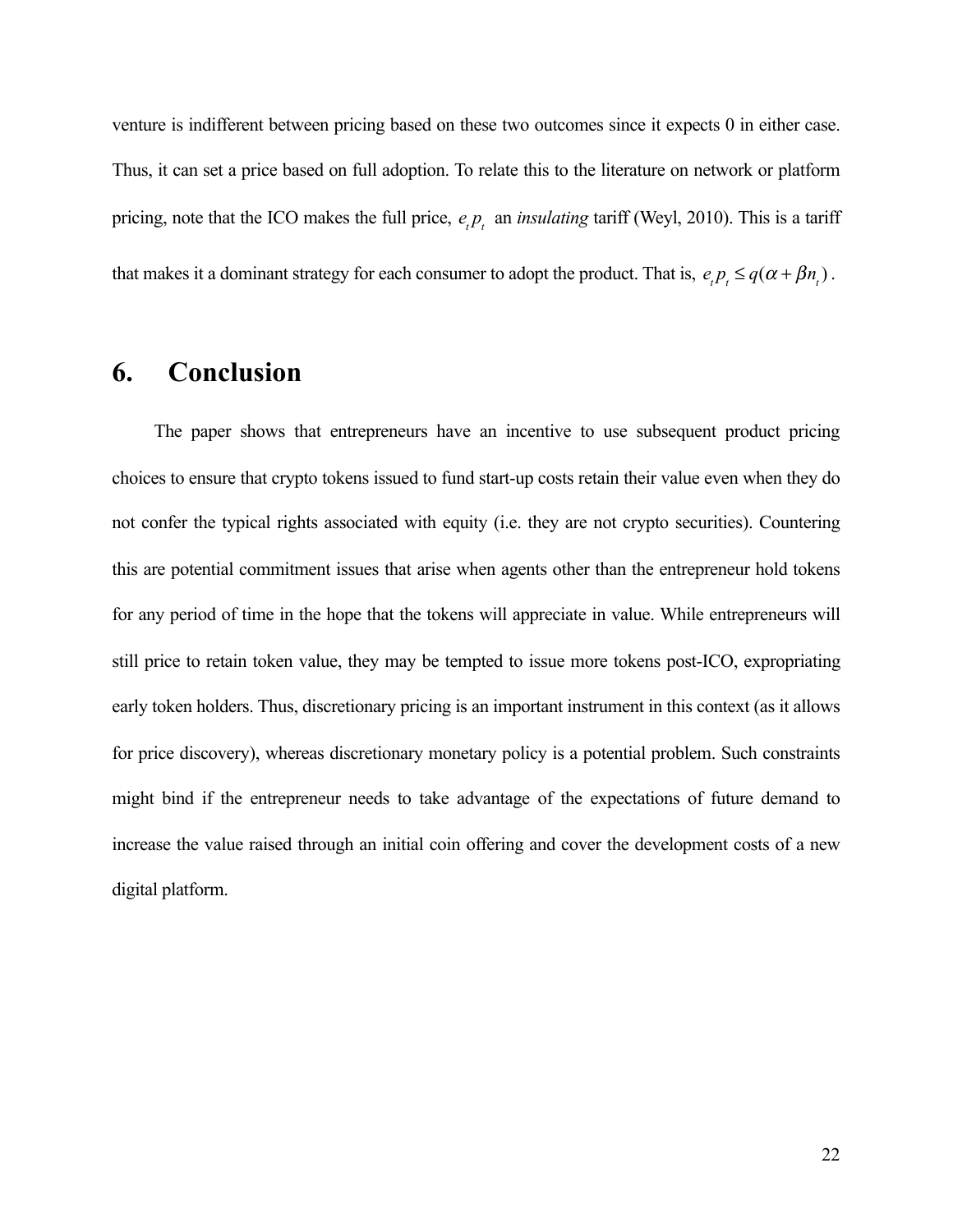venture is indifferent between pricing based on these two outcomes since it expects 0 in either case. Thus, it can set a price based on full adoption. To relate this to the literature on network or platform pricing, note that the ICO makes the full price, $e_t p_t$ an *insulating* tariff (Weyl, 2010). This is a tariff that makes it a dominant strategy for each consumer to adopt the product. That is, $e_t p_t \leq q(\alpha + \beta n_t)$.

# 6. Conclusion

The paper shows that entrepreneurs have an incentive to use subsequent product pricing choices to ensure that crypto tokens issued to fund start-up costs retain their value even when they do not confer the typical rights associated with equity (i.e. they are not crypto securities). Countering this are potential commitment issues that arise when agents other than the entrepreneur hold tokens for any period of time in the hope that the tokens will appreciate in value. While entrepreneurs will still price to retain token value, they may be tempted to issue more tokens post-ICO, expropriating early token holders. Thus, discretionary pricing is an important instrument in this context (as it allows for price discovery), whereas discretionary monetary policy is a potential problem. Such constraints might bind if the entrepreneur needs to take advantage of the expectations of future demand to increase the value raised through an initial coin offering and cover the development costs of a new digital platform.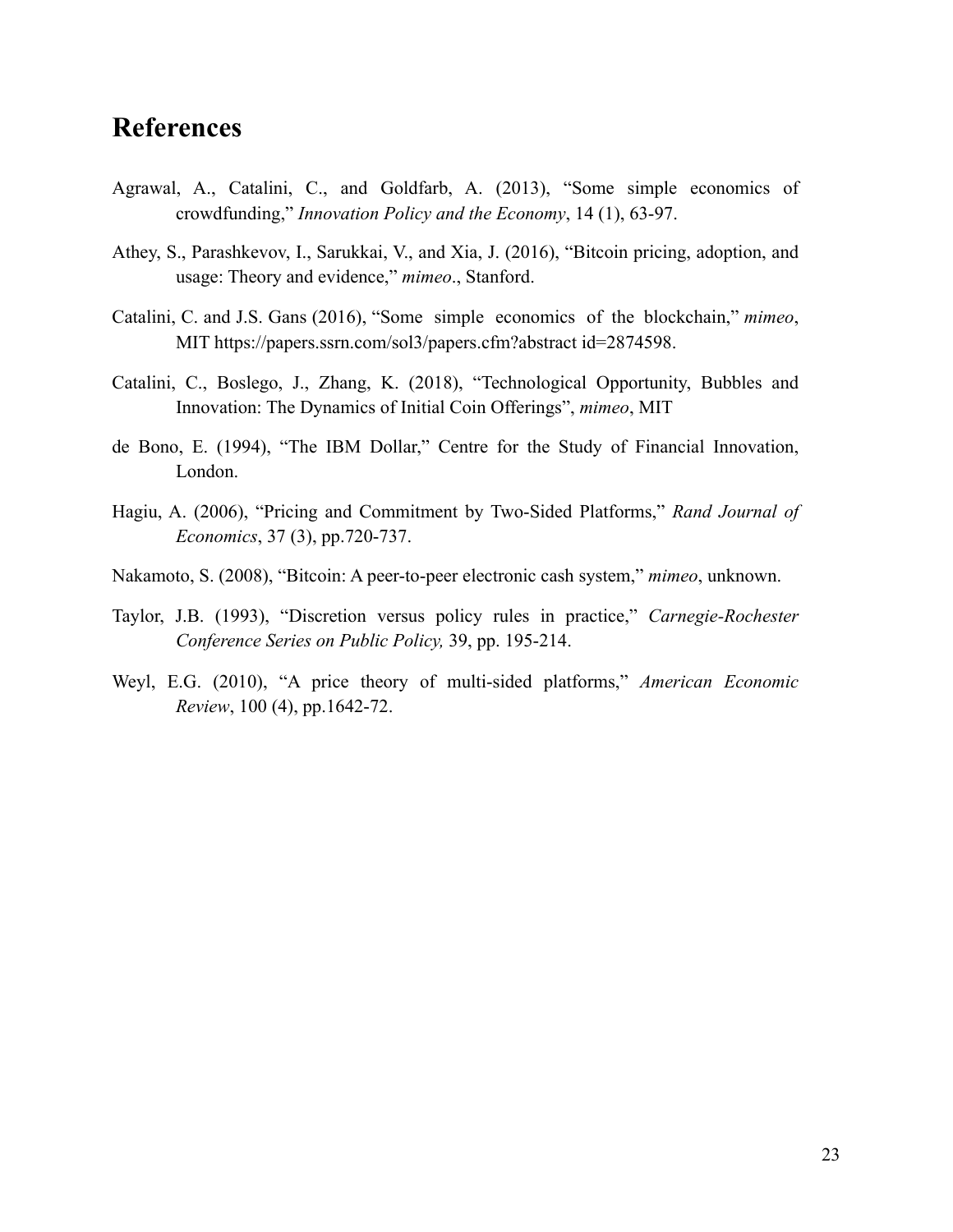# References

Agrawal, A., Catalini, C., and Goldfarb, A. (2013), "Some simple economics of crowdfunding," *Innovation Policy and the Economy*, 14 (1), 63-97.

Athey, S., Parashkevov, I., Sarukkai, V., and Xia, J. (2016), "Bitcoin pricing, adoption, and usage: Theory and evidence," *mimeo*., Stanford.

Catalini, C. and J.S. Gans (2016), "Some simple economics of the blockchain," *mimeo*, MIT https://papers.ssrn.com/sol3/papers.cfm?abstract id=2874598.

Catalini, C., Boslego, J., Zhang, K. (2018), "Technological Opportunity, Bubbles and Innovation: The Dynamics of Initial Coin Offerings", *mimeo*, MIT

de Bono, E. (1994), "The IBM Dollar," Centre for the Study of Financial Innovation, London.

Hagiu, A. (2006), "Pricing and Commitment by Two-Sided Platforms," *Rand Journal of Economics*, 37 (3), pp.720-737.

Nakamoto, S. (2008), "Bitcoin: A peer-to-peer electronic cash system," *mimeo*, unknown.

Taylor, J.B. (1993), "Discretion versus policy rules in practice," *Carnegie-Rochester Conference Series on Public Policy,* 39, pp. 195-214.

Weyl, E.G. (2010), "A price theory of multi-sided platforms," *American Economic Review*, 100 (4), pp.1642-72.